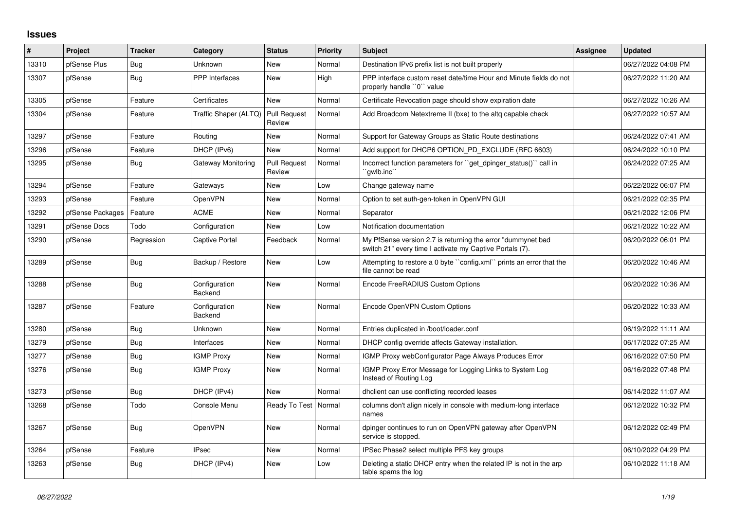## Issues

| # | Project | Tracker | Category | Status | Priority | Subject | Assignee | Updated |
|---|---|---|---|---|---|---|---|---|
| 13310 | pfSense Plus | Bug | Unknown | New | Normal | Destination IPv6 prefix list is not built properly | | 06/27/2022 04:08 PM |
| 13307 | pfSense | Bug | PPP Interfaces | New | High | PPP interface custom reset date/time Hour and Minute fields do not properly handle ``0`` value | | 06/27/2022 11:20 AM |
| 13305 | pfSense | Feature | Certificates | New | Normal | Certificate Revocation page should show expiration date | | 06/27/2022 10:26 AM |
| 13304 | pfSense | Feature | Traffic Shaper (ALTQ) | Pull Request Review | Normal | Add Broadcom Netextreme II (bxe) to the altq capable check | | 06/27/2022 10:57 AM |
| 13297 | pfSense | Feature | Routing | New | Normal | Support for Gateway Groups as Static Route destinations | | 06/24/2022 07:41 AM |
| 13296 | pfSense | Feature | DHCP (IPv6) | New | Normal | Add support for DHCP6 OPTION_PD_EXCLUDE (RFC 6603) | | 06/24/2022 10:10 PM |
| 13295 | pfSense | Bug | Gateway Monitoring | Pull Request Review | Normal | Incorrect function parameters for ``get_dpinger_status()`` call in ``gwlb.inc`` | | 06/24/2022 07:25 AM |
| 13294 | pfSense | Feature | Gateways | New | Low | Change gateway name | | 06/22/2022 06:07 PM |
| 13293 | pfSense | Feature | OpenVPN | New | Normal | Option to set auth-gen-token in OpenVPN GUI | | 06/21/2022 02:35 PM |
| 13292 | pfSense Packages | Feature | ACME | New | Normal | Separator | | 06/21/2022 12:06 PM |
| 13291 | pfSense Docs | Todo | Configuration | New | Low | Notification documentation | | 06/21/2022 10:22 AM |
| 13290 | pfSense | Regression | Captive Portal | Feedback | Normal | My PfSense version 2.7 is returning the error "dummynet bad switch 21" every time I activate my Captive Portals (7). | | 06/20/2022 06:01 PM |
| 13289 | pfSense | Bug | Backup / Restore | New | Low | Attempting to restore a 0 byte ``config.xml`` prints an error that the file cannot be read | | 06/20/2022 10:46 AM |
| 13288 | pfSense | Bug | Configuration Backend | New | Normal | Encode FreeRADIUS Custom Options | | 06/20/2022 10:36 AM |
| 13287 | pfSense | Feature | Configuration Backend | New | Normal | Encode OpenVPN Custom Options | | 06/20/2022 10:33 AM |
| 13280 | pfSense | Bug | Unknown | New | Normal | Entries duplicated in /boot/loader.conf | | 06/19/2022 11:11 AM |
| 13279 | pfSense | Bug | Interfaces | New | Normal | DHCP config override affects Gateway installation. | | 06/17/2022 07:25 AM |
| 13277 | pfSense | Bug | IGMP Proxy | New | Normal | IGMP Proxy webConfigurator Page Always Produces Error | | 06/16/2022 07:50 PM |
| 13276 | pfSense | Bug | IGMP Proxy | New | Normal | IGMP Proxy Error Message for Logging Links to System Log Instead of Routing Log | | 06/16/2022 07:48 PM |
| 13273 | pfSense | Bug | DHCP (IPv4) | New | Normal | dhclient can use conflicting recorded leases | | 06/14/2022 11:07 AM |
| 13268 | pfSense | Todo | Console Menu | Ready To Test | Normal | columns don't align nicely in console with medium-long interface names | | 06/12/2022 10:32 PM |
| 13267 | pfSense | Bug | OpenVPN | New | Normal | dpinger continues to run on OpenVPN gateway after OpenVPN service is stopped. | | 06/12/2022 02:49 PM |
| 13264 | pfSense | Feature | IPsec | New | Normal | IPSec Phase2 select multiple PFS key groups | | 06/10/2022 04:29 PM |
| 13263 | pfSense | Bug | DHCP (IPv4) | New | Low | Deleting a static DHCP entry when the related IP is not in the arp table spams the log | | 06/10/2022 11:18 AM |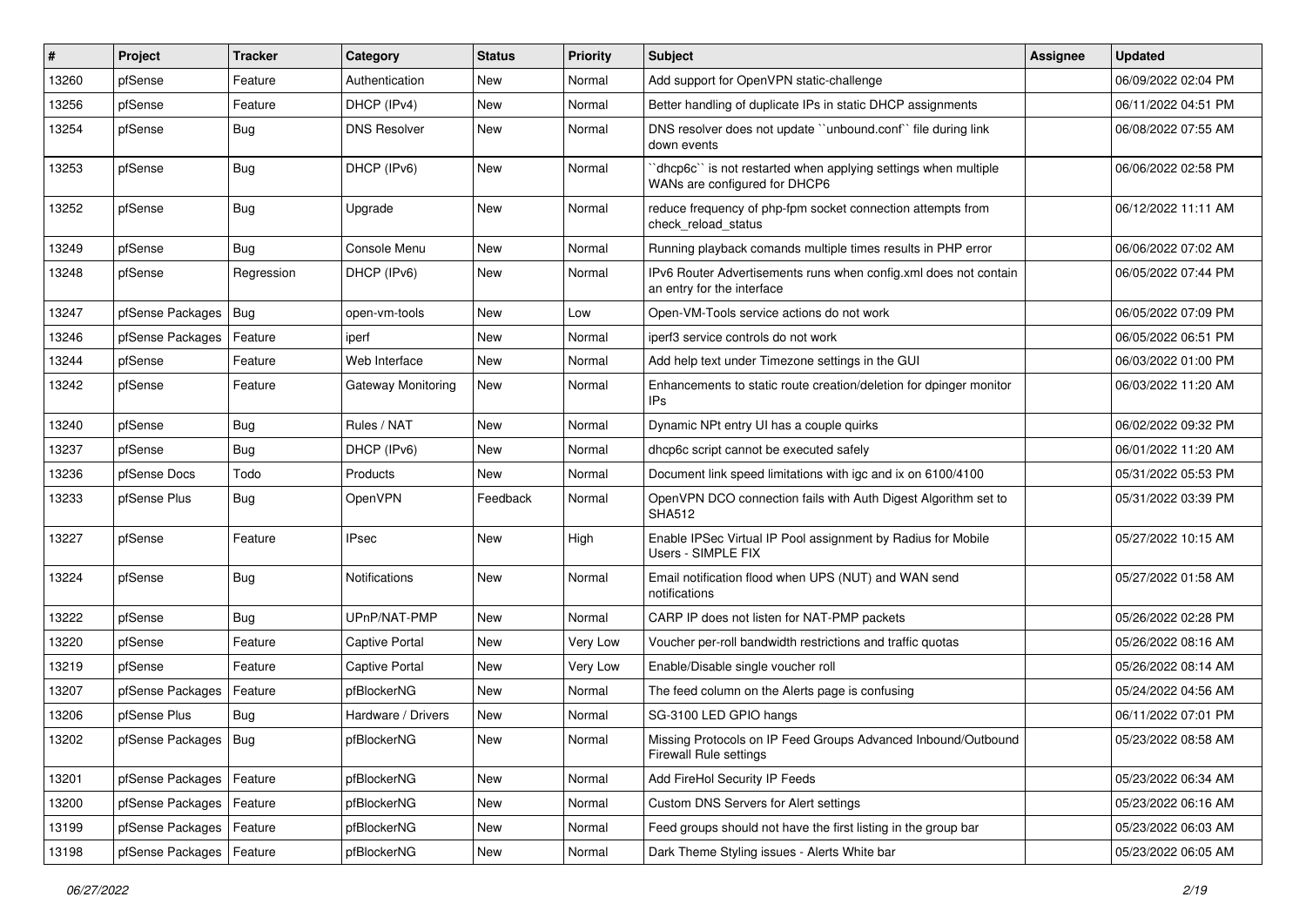| # | Project | Tracker | Category | Status | Priority | Subject | Assignee | Updated |
| --- | --- | --- | --- | --- | --- | --- | --- | --- |
| 13260 | pfSense | Feature | Authentication | New | Normal | Add support for OpenVPN static-challenge | | 06/09/2022 02:04 PM |
| 13256 | pfSense | Feature | DHCP (IPv4) | New | Normal | Better handling of duplicate IPs in static DHCP assignments | | 06/11/2022 04:51 PM |
| 13254 | pfSense | Bug | DNS Resolver | New | Normal | DNS resolver does not update ``unbound.conf`` file during link down events | | 06/08/2022 07:55 AM |
| 13253 | pfSense | Bug | DHCP (IPv6) | New | Normal | ``dhcp6c`` is not restarted when applying settings when multiple WANs are configured for DHCP6 | | 06/06/2022 02:58 PM |
| 13252 | pfSense | Bug | Upgrade | New | Normal | reduce frequency of php-fpm socket connection attempts from check_reload_status | | 06/12/2022 11:11 AM |
| 13249 | pfSense | Bug | Console Menu | New | Normal | Running playback comands multiple times results in PHP error | | 06/06/2022 07:02 AM |
| 13248 | pfSense | Regression | DHCP (IPv6) | New | Normal | IPv6 Router Advertisements runs when config.xml does not contain an entry for the interface | | 06/05/2022 07:44 PM |
| 13247 | pfSense Packages | Bug | open-vm-tools | New | Low | Open-VM-Tools service actions do not work | | 06/05/2022 07:09 PM |
| 13246 | pfSense Packages | Feature | iperf | New | Normal | iperf3 service controls do not work | | 06/05/2022 06:51 PM |
| 13244 | pfSense | Feature | Web Interface | New | Normal | Add help text under Timezone settings in the GUI | | 06/03/2022 01:00 PM |
| 13242 | pfSense | Feature | Gateway Monitoring | New | Normal | Enhancements to static route creation/deletion for dpinger monitor IPs | | 06/03/2022 11:20 AM |
| 13240 | pfSense | Bug | Rules / NAT | New | Normal | Dynamic NPt entry UI has a couple quirks | | 06/02/2022 09:32 PM |
| 13237 | pfSense | Bug | DHCP (IPv6) | New | Normal | dhcp6c script cannot be executed safely | | 06/01/2022 11:20 AM |
| 13236 | pfSense Docs | Todo | Products | New | Normal | Document link speed limitations with igc and ix on 6100/4100 | | 05/31/2022 05:53 PM |
| 13233 | pfSense Plus | Bug | OpenVPN | Feedback | Normal | OpenVPN DCO connection fails with Auth Digest Algorithm set to SHA512 | | 05/31/2022 03:39 PM |
| 13227 | pfSense | Feature | IPsec | New | High | Enable IPSec Virtual IP Pool assignment by Radius for Mobile Users - SIMPLE FIX | | 05/27/2022 10:15 AM |
| 13224 | pfSense | Bug | Notifications | New | Normal | Email notification flood when UPS (NUT) and WAN send notifications | | 05/27/2022 01:58 AM |
| 13222 | pfSense | Bug | UPnP/NAT-PMP | New | Normal | CARP IP does not listen for NAT-PMP packets | | 05/26/2022 02:28 PM |
| 13220 | pfSense | Feature | Captive Portal | New | Very Low | Voucher per-roll bandwidth restrictions and traffic quotas | | 05/26/2022 08:16 AM |
| 13219 | pfSense | Feature | Captive Portal | New | Very Low | Enable/Disable single voucher roll | | 05/26/2022 08:14 AM |
| 13207 | pfSense Packages | Feature | pfBlockerNG | New | Normal | The feed column on the Alerts page is confusing | | 05/24/2022 04:56 AM |
| 13206 | pfSense Plus | Bug | Hardware / Drivers | New | Normal | SG-3100 LED GPIO hangs | | 06/11/2022 07:01 PM |
| 13202 | pfSense Packages | Bug | pfBlockerNG | New | Normal | Missing Protocols on IP Feed Groups Advanced Inbound/Outbound Firewall Rule settings | | 05/23/2022 08:58 AM |
| 13201 | pfSense Packages | Feature | pfBlockerNG | New | Normal | Add FireHol Security IP Feeds | | 05/23/2022 06:34 AM |
| 13200 | pfSense Packages | Feature | pfBlockerNG | New | Normal | Custom DNS Servers for Alert settings | | 05/23/2022 06:16 AM |
| 13199 | pfSense Packages | Feature | pfBlockerNG | New | Normal | Feed groups should not have the first listing in the group bar | | 05/23/2022 06:03 AM |
| 13198 | pfSense Packages | Feature | pfBlockerNG | New | Normal | Dark Theme Styling issues - Alerts White bar | | 05/23/2022 06:05 AM |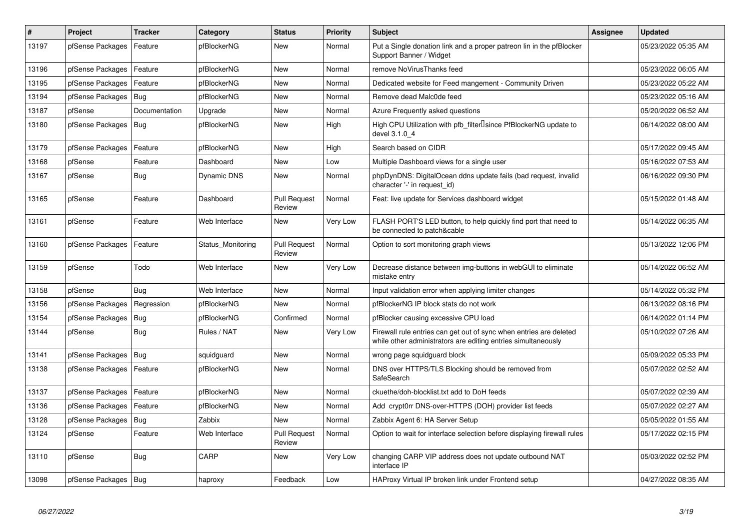| # | Project | Tracker | Category | Status | Priority | Subject | Assignee | Updated |
|---|---|---|---|---|---|---|---|---|
| 13197 | pfSense Packages | Feature | pfBlockerNG | New | Normal | Put a Single donation link and a proper patreon lin in the pfBlocker Support Banner / Widget | | 05/23/2022 05:35 AM |
| 13196 | pfSense Packages | Feature | pfBlockerNG | New | Normal | remove NoVirusThanks feed | | 05/23/2022 06:05 AM |
| 13195 | pfSense Packages | Feature | pfBlockerNG | New | Normal | Dedicated website for Feed mangement - Community Driven | | 05/23/2022 05:22 AM |
| 13194 | pfSense Packages | Bug | pfBlockerNG | New | Normal | Remove dead Malc0de feed | | 05/23/2022 05:16 AM |
| 13187 | pfSense | Documentation | Upgrade | New | Normal | Azure Frequently asked questions | | 05/20/2022 06:52 AM |
| 13180 | pfSense Packages | Bug | pfBlockerNG | New | High | High CPU Utilization with pfb_filter since PfBlockerNG update to devel 3.1.0_4 | | 06/14/2022 08:00 AM |
| 13179 | pfSense Packages | Feature | pfBlockerNG | New | High | Search based on CIDR | | 05/17/2022 09:45 AM |
| 13168 | pfSense | Feature | Dashboard | New | Low | Multiple Dashboard views for a single user | | 05/16/2022 07:53 AM |
| 13167 | pfSense | Bug | Dynamic DNS | New | Normal | phpDynDNS: DigitalOcean ddns update fails (bad request, invalid character '-' in request_id) | | 06/16/2022 09:30 PM |
| 13165 | pfSense | Feature | Dashboard | Pull Request Review | Normal | Feat: live update for Services dashboard widget | | 05/15/2022 01:48 AM |
| 13161 | pfSense | Feature | Web Interface | New | Very Low | FLASH PORT'S LED button, to help quickly find port that need to be connected to patch&cable | | 05/14/2022 06:35 AM |
| 13160 | pfSense Packages | Feature | Status_Monitoring | Pull Request Review | Normal | Option to sort monitoring graph views | | 05/13/2022 12:06 PM |
| 13159 | pfSense | Todo | Web Interface | New | Very Low | Decrease distance between img-buttons in webGUI to eliminate mistake entry | | 05/14/2022 06:52 AM |
| 13158 | pfSense | Bug | Web Interface | New | Normal | Input validation error when applying limiter changes | | 05/14/2022 05:32 PM |
| 13156 | pfSense Packages | Regression | pfBlockerNG | New | Normal | pfBlockerNG IP block stats do not work | | 06/13/2022 08:16 PM |
| 13154 | pfSense Packages | Bug | pfBlockerNG | Confirmed | Normal | pfBlocker causing excessive CPU load | | 06/14/2022 01:14 PM |
| 13144 | pfSense | Bug | Rules / NAT | New | Very Low | Firewall rule entries can get out of sync when entries are deleted while other administrators are editing entries simultaneously | | 05/10/2022 07:26 AM |
| 13141 | pfSense Packages | Bug | squidguard | New | Normal | wrong page squidguard block | | 05/09/2022 05:33 PM |
| 13138 | pfSense Packages | Feature | pfBlockerNG | New | Normal | DNS over HTTPS/TLS Blocking should be removed from SafeSearch | | 05/07/2022 02:52 AM |
| 13137 | pfSense Packages | Feature | pfBlockerNG | New | Normal | ckuethe/doh-blocklist.txt add to DoH feeds | | 05/07/2022 02:39 AM |
| 13136 | pfSense Packages | Feature | pfBlockerNG | New | Normal | Add crypt0rr DNS-over-HTTPS (DOH) provider list feeds | | 05/07/2022 02:27 AM |
| 13128 | pfSense Packages | Bug | Zabbix | New | Normal | Zabbix Agent 6: HA Server Setup | | 05/05/2022 01:55 AM |
| 13124 | pfSense | Feature | Web Interface | Pull Request Review | Normal | Option to wait for interface selection before displaying firewall rules | | 05/17/2022 02:15 PM |
| 13110 | pfSense | Bug | CARP | New | Very Low | changing CARP VIP address does not update outbound NAT interface IP | | 05/03/2022 02:52 PM |
| 13098 | pfSense Packages | Bug | haproxy | Feedback | Low | HAProxy Virtual IP broken link under Frontend setup | | 04/27/2022 08:35 AM |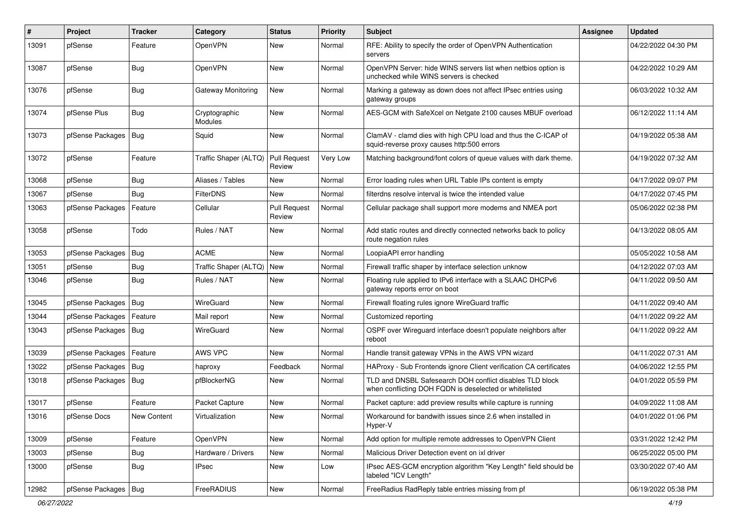| # | Project | Tracker | Category | Status | Priority | Subject | Assignee | Updated |
|---|---|---|---|---|---|---|---|---|
| 13091 | pfSense | Feature | OpenVPN | New | Normal | RFE: Ability to specify the order of OpenVPN Authentication servers | | 04/22/2022 04:30 PM |
| 13087 | pfSense | Bug | OpenVPN | New | Normal | OpenVPN Server: hide WINS servers list when netbios option is unchecked while WINS servers is checked | | 04/22/2022 10:29 AM |
| 13076 | pfSense | Bug | Gateway Monitoring | New | Normal | Marking a gateway as down does not affect IPsec entries using gateway groups | | 06/03/2022 10:32 AM |
| 13074 | pfSense Plus | Bug | Cryptographic Modules | New | Normal | AES-GCM with SafeXcel on Netgate 2100 causes MBUF overload | | 06/12/2022 11:14 AM |
| 13073 | pfSense Packages | Bug | Squid | New | Normal | ClamAV - clamd dies with high CPU load and thus the C-ICAP of squid-reverse proxy causes http:500 errors | | 04/19/2022 05:38 AM |
| 13072 | pfSense | Feature | Traffic Shaper (ALTQ) | Pull Request Review | Very Low | Matching background/font colors of queue values with dark theme. | | 04/19/2022 07:32 AM |
| 13068 | pfSense | Bug | Aliases / Tables | New | Normal | Error loading rules when URL Table IPs content is empty | | 04/17/2022 09:07 PM |
| 13067 | pfSense | Bug | FilterDNS | New | Normal | filterdns resolve interval is twice the intended value | | 04/17/2022 07:45 PM |
| 13063 | pfSense Packages | Feature | Cellular | Pull Request Review | Normal | Cellular package shall support more modems and NMEA port | | 05/06/2022 02:38 PM |
| 13058 | pfSense | Todo | Rules / NAT | New | Normal | Add static routes and directly connected networks back to policy route negation rules | | 04/13/2022 08:05 AM |
| 13053 | pfSense Packages | Bug | ACME | New | Normal | LoopiaAPI error handling | | 05/05/2022 10:58 AM |
| 13051 | pfSense | Bug | Traffic Shaper (ALTQ) | New | Normal | Firewall traffic shaper by interface selection unknow | | 04/12/2022 07:03 AM |
| 13046 | pfSense | Bug | Rules / NAT | New | Normal | Floating rule applied to IPv6 interface with a SLAAC DHCPv6 gateway reports error on boot | | 04/11/2022 09:50 AM |
| 13045 | pfSense Packages | Bug | WireGuard | New | Normal | Firewall floating rules ignore WireGuard traffic | | 04/11/2022 09:40 AM |
| 13044 | pfSense Packages | Feature | Mail report | New | Normal | Customized reporting | | 04/11/2022 09:22 AM |
| 13043 | pfSense Packages | Bug | WireGuard | New | Normal | OSPF over Wireguard interface doesn't populate neighbors after reboot | | 04/11/2022 09:22 AM |
| 13039 | pfSense Packages | Feature | AWS VPC | New | Normal | Handle transit gateway VPNs in the AWS VPN wizard | | 04/11/2022 07:31 AM |
| 13022 | pfSense Packages | Bug | haproxy | Feedback | Normal | HAProxy - Sub Frontends ignore Client verification CA certificates | | 04/06/2022 12:55 PM |
| 13018 | pfSense Packages | Bug | pfBlockerNG | New | Normal | TLD and DNSBL Safesearch DOH conflict disables TLD block when conflicting DOH FQDN is deselected or whitelisted | | 04/01/2022 05:59 PM |
| 13017 | pfSense | Feature | Packet Capture | New | Normal | Packet capture: add preview results while capture is running | | 04/09/2022 11:08 AM |
| 13016 | pfSense Docs | New Content | Virtualization | New | Normal | Workaround for bandwith issues since 2.6 when installed in Hyper-V | | 04/01/2022 01:06 PM |
| 13009 | pfSense | Feature | OpenVPN | New | Normal | Add option for multiple remote addresses to OpenVPN Client | | 03/31/2022 12:42 PM |
| 13003 | pfSense | Bug | Hardware / Drivers | New | Normal | Malicious Driver Detection event on ixl driver | | 06/25/2022 05:00 PM |
| 13000 | pfSense | Bug | IPsec | New | Low | IPsec AES-GCM encryption algorithm "Key Length" field should be labeled "ICV Length" | | 03/30/2022 07:40 AM |
| 12982 | pfSense Packages | Bug | FreeRADIUS | New | Normal | FreeRadius RadReply table entries missing from pf | | 06/19/2022 05:38 PM |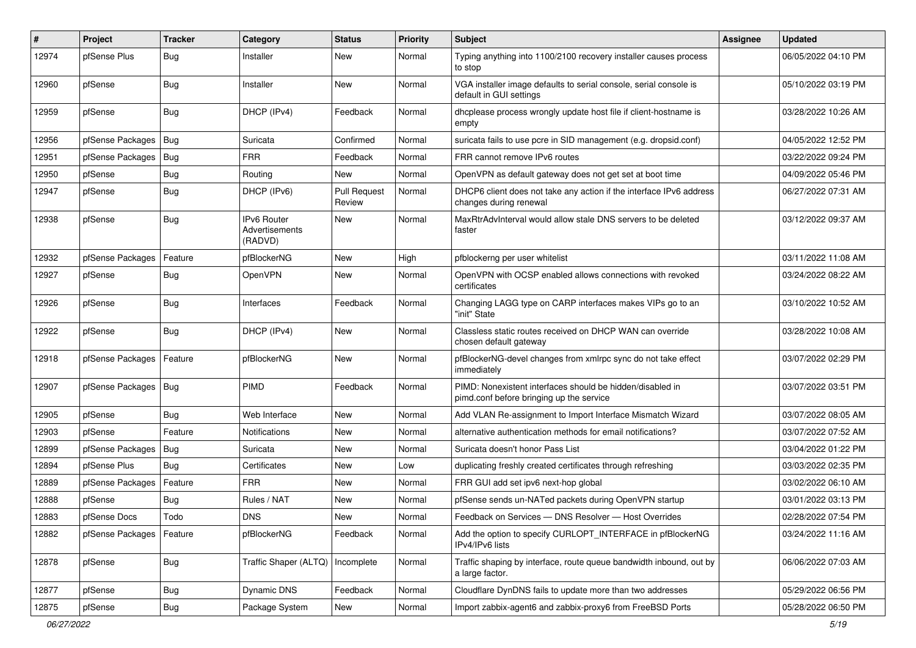| # | Project | Tracker | Category | Status | Priority | Subject | Assignee | Updated |
|---|---|---|---|---|---|---|---|---|
| 12974 | pfSense Plus | Bug | Installer | New | Normal | Typing anything into 1100/2100 recovery installer causes process to stop | | 06/05/2022 04:10 PM |
| 12960 | pfSense | Bug | Installer | New | Normal | VGA installer image defaults to serial console, serial console is default in GUI settings | | 05/10/2022 03:19 PM |
| 12959 | pfSense | Bug | DHCP (IPv4) | Feedback | Normal | dhcplease process wrongly update host file if client-hostname is empty | | 03/28/2022 10:26 AM |
| 12956 | pfSense Packages | Bug | Suricata | Confirmed | Normal | suricata fails to use pcre in SID management (e.g. dropsid.conf) | | 04/05/2022 12:52 PM |
| 12951 | pfSense Packages | Bug | FRR | Feedback | Normal | FRR cannot remove IPv6 routes | | 03/22/2022 09:24 PM |
| 12950 | pfSense | Bug | Routing | New | Normal | OpenVPN as default gateway does not get set at boot time | | 04/09/2022 05:46 PM |
| 12947 | pfSense | Bug | DHCP (IPv6) | Pull Request Review | Normal | DHCP6 client does not take any action if the interface IPv6 address changes during renewal | | 06/27/2022 07:31 AM |
| 12938 | pfSense | Bug | IPv6 Router Advertisements (RADVD) | New | Normal | MaxRtrAdvInterval would allow stale DNS servers to be deleted faster | | 03/12/2022 09:37 AM |
| 12932 | pfSense Packages | Feature | pfBlockerNG | New | High | pfblockerng per user whitelist | | 03/11/2022 11:08 AM |
| 12927 | pfSense | Bug | OpenVPN | New | Normal | OpenVPN with OCSP enabled allows connections with revoked certificates | | 03/24/2022 08:22 AM |
| 12926 | pfSense | Bug | Interfaces | Feedback | Normal | Changing LAGG type on CARP interfaces makes VIPs go to an "init" State | | 03/10/2022 10:52 AM |
| 12922 | pfSense | Bug | DHCP (IPv4) | New | Normal | Classless static routes received on DHCP WAN can override chosen default gateway | | 03/28/2022 10:08 AM |
| 12918 | pfSense Packages | Feature | pfBlockerNG | New | Normal | pfBlockerNG-devel changes from xmlrpc sync do not take effect immediately | | 03/07/2022 02:29 PM |
| 12907 | pfSense Packages | Bug | PIMD | Feedback | Normal | PIMD: Nonexistent interfaces should be hidden/disabled in pimd.conf before bringing up the service | | 03/07/2022 03:51 PM |
| 12905 | pfSense | Bug | Web Interface | New | Normal | Add VLAN Re-assignment to Import Interface Mismatch Wizard | | 03/07/2022 08:05 AM |
| 12903 | pfSense | Feature | Notifications | New | Normal | alternative authentication methods for email notifications? | | 03/07/2022 07:52 AM |
| 12899 | pfSense Packages | Bug | Suricata | New | Normal | Suricata doesn't honor Pass List | | 03/04/2022 01:22 PM |
| 12894 | pfSense Plus | Bug | Certificates | New | Low | duplicating freshly created certificates through refreshing | | 03/03/2022 02:35 PM |
| 12889 | pfSense Packages | Feature | FRR | New | Normal | FRR GUI add set ipv6 next-hop global | | 03/02/2022 06:10 AM |
| 12888 | pfSense | Bug | Rules / NAT | New | Normal | pfSense sends un-NATed packets during OpenVPN startup | | 03/01/2022 03:13 PM |
| 12883 | pfSense Docs | Todo | DNS | New | Normal | Feedback on Services — DNS Resolver — Host Overrides | | 02/28/2022 07:54 PM |
| 12882 | pfSense Packages | Feature | pfBlockerNG | Feedback | Normal | Add the option to specify CURLOPT_INTERFACE in pfBlockerNG IPv4/IPv6 lists | | 03/24/2022 11:16 AM |
| 12878 | pfSense | Bug | Traffic Shaper (ALTQ) | Incomplete | Normal | Traffic shaping by interface, route queue bandwidth inbound, out by a large factor. | | 06/06/2022 07:03 AM |
| 12877 | pfSense | Bug | Dynamic DNS | Feedback | Normal | Cloudflare DynDNS fails to update more than two addresses | | 05/29/2022 06:56 PM |
| 12875 | pfSense | Bug | Package System | New | Normal | Import zabbix-agent6 and zabbix-proxy6 from FreeBSD Ports | | 05/28/2022 06:50 PM |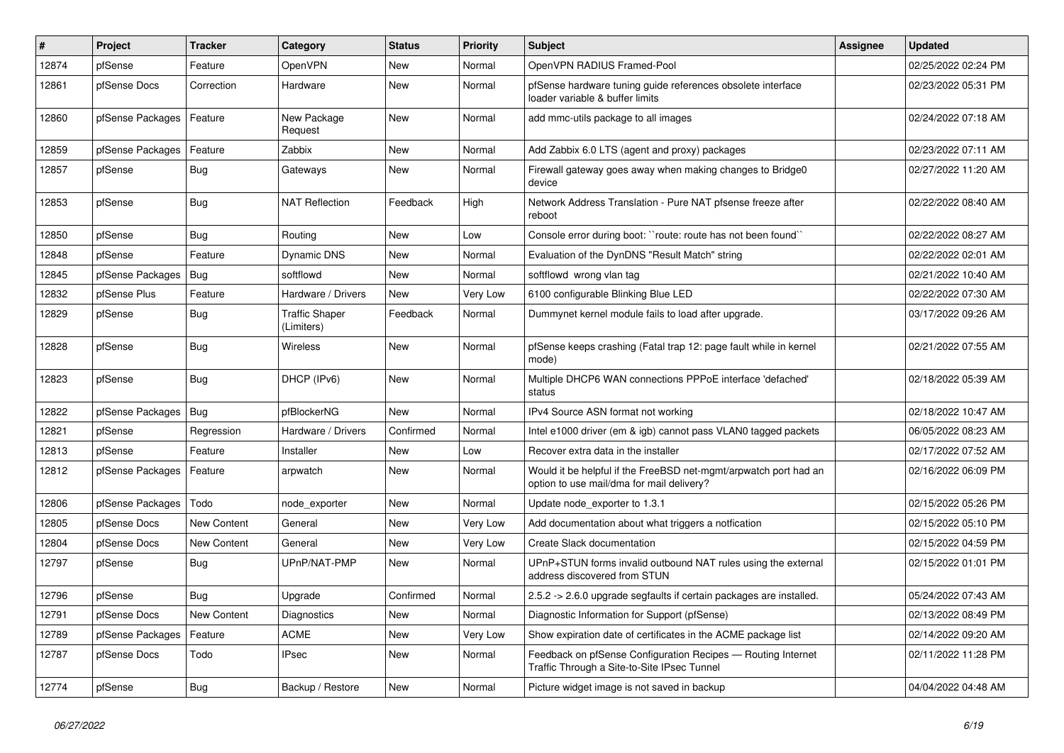| # | Project | Tracker | Category | Status | Priority | Subject | Assignee | Updated |
|---|---|---|---|---|---|---|---|---|
| 12874 | pfSense | Feature | OpenVPN | New | Normal | OpenVPN RADIUS Framed-Pool | | 02/25/2022 02:24 PM |
| 12861 | pfSense Docs | Correction | Hardware | New | Normal | pfSense hardware tuning guide references obsolete interface loader variable & buffer limits | | 02/23/2022 05:31 PM |
| 12860 | pfSense Packages | Feature | New Package Request | New | Normal | add mmc-utils package to all images | | 02/24/2022 07:18 AM |
| 12859 | pfSense Packages | Feature | Zabbix | New | Normal | Add Zabbix 6.0 LTS (agent and proxy) packages | | 02/23/2022 07:11 AM |
| 12857 | pfSense | Bug | Gateways | New | Normal | Firewall gateway goes away when making changes to Bridge0 device | | 02/27/2022 11:20 AM |
| 12853 | pfSense | Bug | NAT Reflection | Feedback | High | Network Address Translation - Pure NAT pfsense freeze after reboot | | 02/22/2022 08:40 AM |
| 12850 | pfSense | Bug | Routing | New | Low | Console error during boot: ``route: route has not been found`` | | 02/22/2022 08:27 AM |
| 12848 | pfSense | Feature | Dynamic DNS | New | Normal | Evaluation of the DynDNS "Result Match" string | | 02/22/2022 02:01 AM |
| 12845 | pfSense Packages | Bug | softflowd | New | Normal | softflowd wrong vlan tag | | 02/21/2022 10:40 AM |
| 12832 | pfSense Plus | Feature | Hardware / Drivers | New | Very Low | 6100 configurable Blinking Blue LED | | 02/22/2022 07:30 AM |
| 12829 | pfSense | Bug | Traffic Shaper (Limiters) | Feedback | Normal | Dummynet kernel module fails to load after upgrade. | | 03/17/2022 09:26 AM |
| 12828 | pfSense | Bug | Wireless | New | Normal | pfSense keeps crashing (Fatal trap 12: page fault while in kernel mode) | | 02/21/2022 07:55 AM |
| 12823 | pfSense | Bug | DHCP (IPv6) | New | Normal | Multiple DHCP6 WAN connections PPPoE interface 'defached' status | | 02/18/2022 05:39 AM |
| 12822 | pfSense Packages | Bug | pfBlockerNG | New | Normal | IPv4 Source ASN format not working | | 02/18/2022 10:47 AM |
| 12821 | pfSense | Regression | Hardware / Drivers | Confirmed | Normal | Intel e1000 driver (em & igb) cannot pass VLAN0 tagged packets | | 06/05/2022 08:23 AM |
| 12813 | pfSense | Feature | Installer | New | Low | Recover extra data in the installer | | 02/17/2022 07:52 AM |
| 12812 | pfSense Packages | Feature | arpwatch | New | Normal | Would it be helpful if the FreeBSD net-mgmt/arpwatch port had an option to use mail/dma for mail delivery? | | 02/16/2022 06:09 PM |
| 12806 | pfSense Packages | Todo | node_exporter | New | Normal | Update node_exporter to 1.3.1 | | 02/15/2022 05:26 PM |
| 12805 | pfSense Docs | New Content | General | New | Very Low | Add documentation about what triggers a notfication | | 02/15/2022 05:10 PM |
| 12804 | pfSense Docs | New Content | General | New | Very Low | Create Slack documentation | | 02/15/2022 04:59 PM |
| 12797 | pfSense | Bug | UPnP/NAT-PMP | New | Normal | UPnP+STUN forms invalid outbound NAT rules using the external address discovered from STUN | | 02/15/2022 01:01 PM |
| 12796 | pfSense | Bug | Upgrade | Confirmed | Normal | 2.5.2 -> 2.6.0 upgrade segfaults if certain packages are installed. | | 05/24/2022 07:43 AM |
| 12791 | pfSense Docs | New Content | Diagnostics | New | Normal | Diagnostic Information for Support (pfSense) | | 02/13/2022 08:49 PM |
| 12789 | pfSense Packages | Feature | ACME | New | Very Low | Show expiration date of certificates in the ACME package list | | 02/14/2022 09:20 AM |
| 12787 | pfSense Docs | Todo | IPsec | New | Normal | Feedback on pfSense Configuration Recipes — Routing Internet Traffic Through a Site-to-Site IPsec Tunnel | | 02/11/2022 11:28 PM |
| 12774 | pfSense | Bug | Backup / Restore | New | Normal | Picture widget image is not saved in backup | | 04/04/2022 04:48 AM |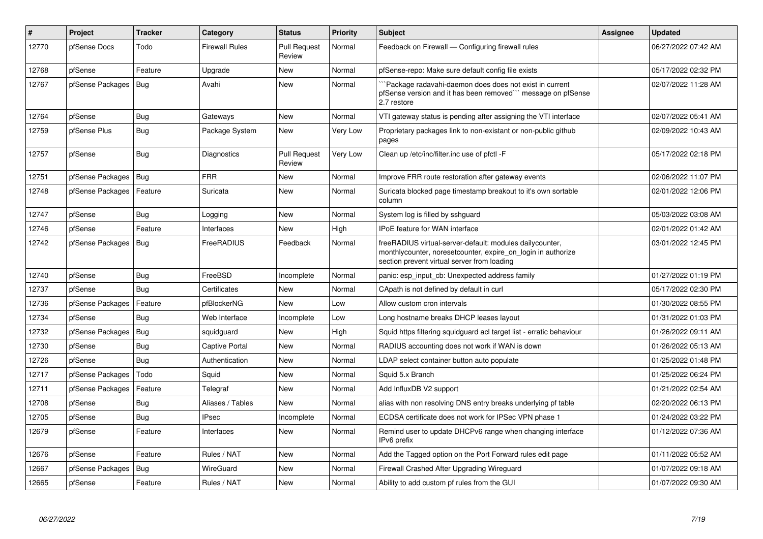| # | Project | Tracker | Category | Status | Priority | Subject | Assignee | Updated |
|---|---|---|---|---|---|---|---|---|
| 12770 | pfSense Docs | Todo | Firewall Rules | Pull Request Review | Normal | Feedback on Firewall — Configuring firewall rules | | 06/27/2022 07:42 AM |
| 12768 | pfSense | Feature | Upgrade | New | Normal | pfSense-repo: Make sure default config file exists | | 05/17/2022 02:32 PM |
| 12767 | pfSense Packages | Bug | Avahi | New | Normal | ```Package radavahi-daemon does does not exist in current pfSense version and it has been removed``` message on pfSense 2.7 restore | | 02/07/2022 11:28 AM |
| 12764 | pfSense | Bug | Gateways | New | Normal | VTI gateway status is pending after assigning the VTI interface | | 02/07/2022 05:41 AM |
| 12759 | pfSense Plus | Bug | Package System | New | Very Low | Proprietary packages link to non-existant or non-public github pages | | 02/09/2022 10:43 AM |
| 12757 | pfSense | Bug | Diagnostics | Pull Request Review | Very Low | Clean up /etc/inc/filter.inc use of pfctl -F | | 05/17/2022 02:18 PM |
| 12751 | pfSense Packages | Bug | FRR | New | Normal | Improve FRR route restoration after gateway events | | 02/06/2022 11:07 PM |
| 12748 | pfSense Packages | Feature | Suricata | New | Normal | Suricata blocked page timestamp breakout to it's own sortable column | | 02/01/2022 12:06 PM |
| 12747 | pfSense | Bug | Logging | New | Normal | System log is filled by sshguard | | 05/03/2022 03:08 AM |
| 12746 | pfSense | Feature | Interfaces | New | High | IPoE feature for WAN interface | | 02/01/2022 01:42 AM |
| 12742 | pfSense Packages | Bug | FreeRADIUS | Feedback | Normal | freeRADIUS virtual-server-default: modules dailycounter, monthlycounter, noresetcounter, expire_on_login in authorize section prevent virtual server from loading | | 03/01/2022 12:45 PM |
| 12740 | pfSense | Bug | FreeBSD | Incomplete | Normal | panic: esp_input_cb: Unexpected address family | | 01/27/2022 01:19 PM |
| 12737 | pfSense | Bug | Certificates | New | Normal | CApath is not defined by default in curl | | 05/17/2022 02:30 PM |
| 12736 | pfSense Packages | Feature | pfBlockerNG | New | Low | Allow custom cron intervals | | 01/30/2022 08:55 PM |
| 12734 | pfSense | Bug | Web Interface | Incomplete | Low | Long hostname breaks DHCP leases layout | | 01/31/2022 01:03 PM |
| 12732 | pfSense Packages | Bug | squidguard | New | High | Squid https filtering squidguard acl target list - erratic behaviour | | 01/26/2022 09:11 AM |
| 12730 | pfSense | Bug | Captive Portal | New | Normal | RADIUS accounting does not work if WAN is down | | 01/26/2022 05:13 AM |
| 12726 | pfSense | Bug | Authentication | New | Normal | LDAP select container button auto populate | | 01/25/2022 01:48 PM |
| 12717 | pfSense Packages | Todo | Squid | New | Normal | Squid 5.x Branch | | 01/25/2022 06:24 PM |
| 12711 | pfSense Packages | Feature | Telegraf | New | Normal | Add InfluxDB V2 support | | 01/21/2022 02:54 AM |
| 12708 | pfSense | Bug | Aliases / Tables | New | Normal | alias with non resolving DNS entry breaks underlying pf table | | 02/20/2022 06:13 PM |
| 12705 | pfSense | Bug | IPsec | Incomplete | Normal | ECDSA certificate does not work for IPSec VPN phase 1 | | 01/24/2022 03:22 PM |
| 12679 | pfSense | Feature | Interfaces | New | Normal | Remind user to update DHCPv6 range when changing interface IPv6 prefix | | 01/12/2022 07:36 AM |
| 12676 | pfSense | Feature | Rules / NAT | New | Normal | Add the Tagged option on the Port Forward rules edit page | | 01/11/2022 05:52 AM |
| 12667 | pfSense Packages | Bug | WireGuard | New | Normal | Firewall Crashed After Upgrading Wireguard | | 01/07/2022 09:18 AM |
| 12665 | pfSense | Feature | Rules / NAT | New | Normal | Ability to add custom pf rules from the GUI | | 01/07/2022 09:30 AM |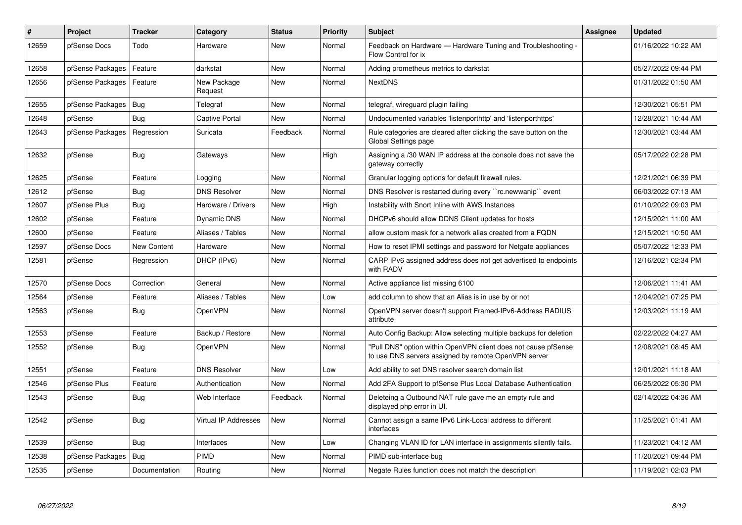| # | Project | Tracker | Category | Status | Priority | Subject | Assignee | Updated |
|---|---|---|---|---|---|---|---|---|
| 12659 | pfSense Docs | Todo | Hardware | New | Normal | Feedback on Hardware — Hardware Tuning and Troubleshooting - Flow Control for ix | | 01/16/2022 10:22 AM |
| 12658 | pfSense Packages | Feature | darkstat | New | Normal | Adding prometheus metrics to darkstat | | 05/27/2022 09:44 PM |
| 12656 | pfSense Packages | Feature | New Package Request | New | Normal | NextDNS | | 01/31/2022 01:50 AM |
| 12655 | pfSense Packages | Bug | Telegraf | New | Normal | telegraf, wireguard plugin failing | | 12/30/2021 05:51 PM |
| 12648 | pfSense | Bug | Captive Portal | New | Normal | Undocumented variables 'listenporthttp' and 'listenporthttps' | | 12/28/2021 10:44 AM |
| 12643 | pfSense Packages | Regression | Suricata | Feedback | Normal | Rule categories are cleared after clicking the save button on the Global Settings page | | 12/30/2021 03:44 AM |
| 12632 | pfSense | Bug | Gateways | New | High | Assigning a /30 WAN IP address at the console does not save the gateway correctly | | 05/17/2022 02:28 PM |
| 12625 | pfSense | Feature | Logging | New | Normal | Granular logging options for default firewall rules. | | 12/21/2021 06:39 PM |
| 12612 | pfSense | Bug | DNS Resolver | New | Normal | DNS Resolver is restarted during every ``rc.newwanip`` event | | 06/03/2022 07:13 AM |
| 12607 | pfSense Plus | Bug | Hardware / Drivers | New | High | Instability with Snort Inline with AWS Instances | | 01/10/2022 09:03 PM |
| 12602 | pfSense | Feature | Dynamic DNS | New | Normal | DHCPv6 should allow DDNS Client updates for hosts | | 12/15/2021 11:00 AM |
| 12600 | pfSense | Feature | Aliases / Tables | New | Normal | allow custom mask for a network alias created from a FQDN | | 12/15/2021 10:50 AM |
| 12597 | pfSense Docs | New Content | Hardware | New | Normal | How to reset IPMI settings and password for Netgate appliances | | 05/07/2022 12:33 PM |
| 12581 | pfSense | Regression | DHCP (IPv6) | New | Normal | CARP IPv6 assigned address does not get advertised to endpoints with RADV | | 12/16/2021 02:34 PM |
| 12570 | pfSense Docs | Correction | General | New | Normal | Active appliance list missing 6100 | | 12/06/2021 11:41 AM |
| 12564 | pfSense | Feature | Aliases / Tables | New | Low | add column to show that an Alias is in use by or not | | 12/04/2021 07:25 PM |
| 12563 | pfSense | Bug | OpenVPN | New | Normal | OpenVPN server doesn't support Framed-IPv6-Address RADIUS attribute | | 12/03/2021 11:19 AM |
| 12553 | pfSense | Feature | Backup / Restore | New | Normal | Auto Config Backup: Allow selecting multiple backups for deletion | | 02/22/2022 04:27 AM |
| 12552 | pfSense | Bug | OpenVPN | New | Normal | "Pull DNS" option within OpenVPN client does not cause pfSense to use DNS servers assigned by remote OpenVPN server | | 12/08/2021 08:45 AM |
| 12551 | pfSense | Feature | DNS Resolver | New | Low | Add ability to set DNS resolver search domain list | | 12/01/2021 11:18 AM |
| 12546 | pfSense Plus | Feature | Authentication | New | Normal | Add 2FA Support to pfSense Plus Local Database Authentication | | 06/25/2022 05:30 PM |
| 12543 | pfSense | Bug | Web Interface | Feedback | Normal | Deleteing a Outbound NAT rule gave me an empty rule and displayed php error in UI. | | 02/14/2022 04:36 AM |
| 12542 | pfSense | Bug | Virtual IP Addresses | New | Normal | Cannot assign a same IPv6 Link-Local address to different interfaces | | 11/25/2021 01:41 AM |
| 12539 | pfSense | Bug | Interfaces | New | Low | Changing VLAN ID for LAN interface in assignments silently fails. | | 11/23/2021 04:12 AM |
| 12538 | pfSense Packages | Bug | PIMD | New | Normal | PIMD sub-interface bug | | 11/20/2021 09:44 PM |
| 12535 | pfSense | Documentation | Routing | New | Normal | Negate Rules function does not match the description | | 11/19/2021 02:03 PM |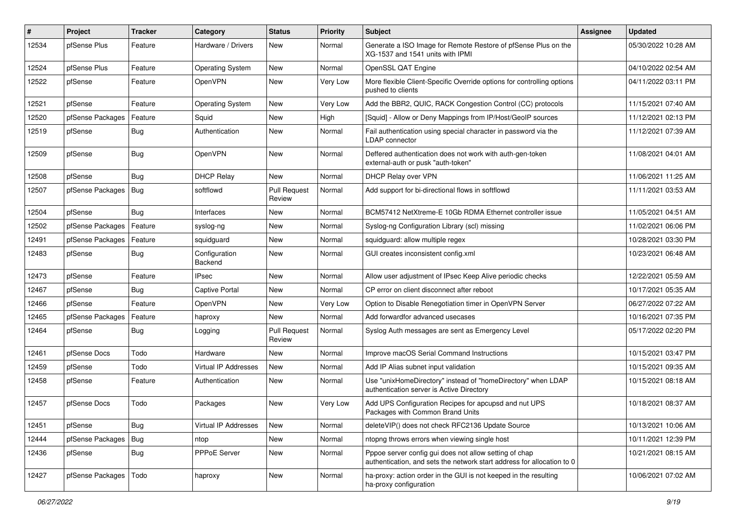| # | Project | Tracker | Category | Status | Priority | Subject | Assignee | Updated |
| --- | --- | --- | --- | --- | --- | --- | --- | --- |
| 12534 | pfSense Plus | Feature | Hardware / Drivers | New | Normal | Generate a ISO Image for Remote Restore of pfSense Plus on the XG-1537 and 1541 units with IPMI | | 05/30/2022 10:28 AM |
| 12524 | pfSense Plus | Feature | Operating System | New | Normal | OpenSSL QAT Engine | | 04/10/2022 02:54 AM |
| 12522 | pfSense | Feature | OpenVPN | New | Very Low | More flexible Client-Specific Override options for controlling options pushed to clients | | 04/11/2022 03:11 PM |
| 12521 | pfSense | Feature | Operating System | New | Very Low | Add the BBR2, QUIC, RACK Congestion Control (CC) protocols | | 11/15/2021 07:40 AM |
| 12520 | pfSense Packages | Feature | Squid | New | High | [Squid] - Allow or Deny Mappings from IP/Host/GeoIP sources | | 11/12/2021 02:13 PM |
| 12519 | pfSense | Bug | Authentication | New | Normal | Fail authentication using special character in password via the LDAP connector | | 11/12/2021 07:39 AM |
| 12509 | pfSense | Bug | OpenVPN | New | Normal | Deffered authentication does not work with auth-gen-token external-auth or pusk "auth-token" | | 11/08/2021 04:01 AM |
| 12508 | pfSense | Bug | DHCP Relay | New | Normal | DHCP Relay over VPN | | 11/06/2021 11:25 AM |
| 12507 | pfSense Packages | Bug | softflowd | Pull Request Review | Normal | Add support for bi-directional flows in softflowd | | 11/11/2021 03:53 AM |
| 12504 | pfSense | Bug | Interfaces | New | Normal | BCM57412 NetXtreme-E 10Gb RDMA Ethernet controller issue | | 11/05/2021 04:51 AM |
| 12502 | pfSense Packages | Feature | syslog-ng | New | Normal | Syslog-ng Configuration Library (scl) missing | | 11/02/2021 06:06 PM |
| 12491 | pfSense Packages | Feature | squidguard | New | Normal | squidguard: allow multiple regex | | 10/28/2021 03:30 PM |
| 12483 | pfSense | Bug | Configuration Backend | New | Normal | GUI creates inconsistent config.xml | | 10/23/2021 06:48 AM |
| 12473 | pfSense | Feature | IPsec | New | Normal | Allow user adjustment of IPsec Keep Alive periodic checks | | 12/22/2021 05:59 AM |
| 12467 | pfSense | Bug | Captive Portal | New | Normal | CP error on client disconnect after reboot | | 10/17/2021 05:35 AM |
| 12466 | pfSense | Feature | OpenVPN | New | Very Low | Option to Disable Renegotiation timer in OpenVPN Server | | 06/27/2022 07:22 AM |
| 12465 | pfSense Packages | Feature | haproxy | New | Normal | Add forwardfor advanced usecases | | 10/16/2021 07:35 PM |
| 12464 | pfSense | Bug | Logging | Pull Request Review | Normal | Syslog Auth messages are sent as Emergency Level | | 05/17/2022 02:20 PM |
| 12461 | pfSense Docs | Todo | Hardware | New | Normal | Improve macOS Serial Command Instructions | | 10/15/2021 03:47 PM |
| 12459 | pfSense | Todo | Virtual IP Addresses | New | Normal | Add IP Alias subnet input validation | | 10/15/2021 09:35 AM |
| 12458 | pfSense | Feature | Authentication | New | Normal | Use "unixHomeDirectory" instead of "homeDirectory" when LDAP authentication server is Active Directory | | 10/15/2021 08:18 AM |
| 12457 | pfSense Docs | Todo | Packages | New | Very Low | Add UPS Configuration Recipes for apcupsd and nut UPS Packages with Common Brand Units | | 10/18/2021 08:37 AM |
| 12451 | pfSense | Bug | Virtual IP Addresses | New | Normal | deleteVIP() does not check RFC2136 Update Source | | 10/13/2021 10:06 AM |
| 12444 | pfSense Packages | Bug | ntop | New | Normal | ntopng throws errors when viewing single host | | 10/11/2021 12:39 PM |
| 12436 | pfSense | Bug | PPPoE Server | New | Normal | Pppoe server config gui does not allow setting of chap authentication, and sets the network start address for allocation to 0 | | 10/21/2021 08:15 AM |
| 12427 | pfSense Packages | Todo | haproxy | New | Normal | ha-proxy: action order in the GUI is not keeped in the resulting ha-proxy configuration | | 10/06/2021 07:02 AM |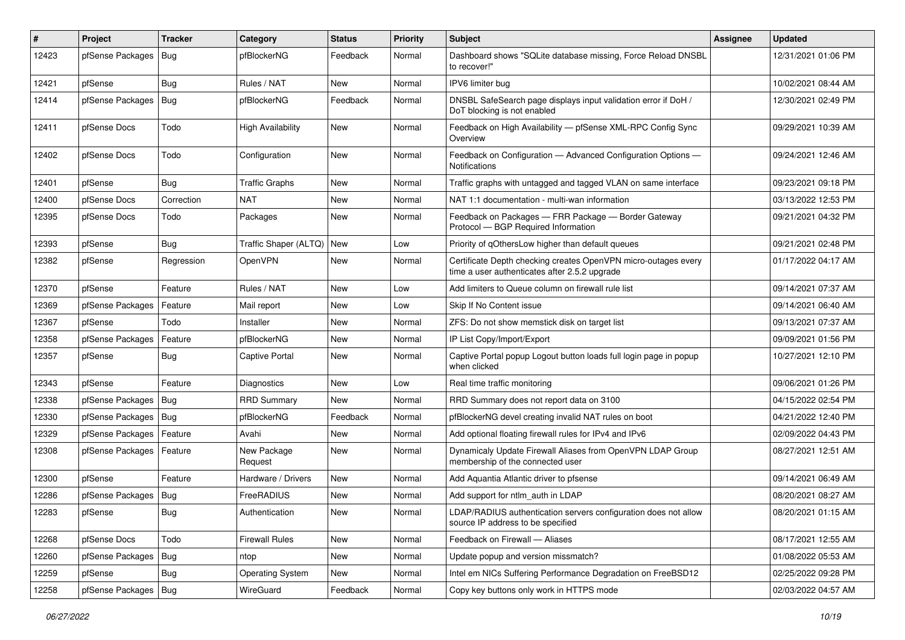| # | Project | Tracker | Category | Status | Priority | Subject | Assignee | Updated |
|---|---|---|---|---|---|---|---|---|
| 12423 | pfSense Packages | Bug | pfBlockerNG | Feedback | Normal | Dashboard shows "SQLite database missing, Force Reload DNSBL to recover!" | | 12/31/2021 01:06 PM |
| 12421 | pfSense | Bug | Rules / NAT | New | Normal | IPV6 limiter bug | | 10/02/2021 08:44 AM |
| 12414 | pfSense Packages | Bug | pfBlockerNG | Feedback | Normal | DNSBL SafeSearch page displays input validation error if DoH / DoT blocking is not enabled | | 12/30/2021 02:49 PM |
| 12411 | pfSense Docs | Todo | High Availability | New | Normal | Feedback on High Availability — pfSense XML-RPC Config Sync Overview | | 09/29/2021 10:39 AM |
| 12402 | pfSense Docs | Todo | Configuration | New | Normal | Feedback on Configuration — Advanced Configuration Options — Notifications | | 09/24/2021 12:46 AM |
| 12401 | pfSense | Bug | Traffic Graphs | New | Normal | Traffic graphs with untagged and tagged VLAN on same interface | | 09/23/2021 09:18 PM |
| 12400 | pfSense Docs | Correction | NAT | New | Normal | NAT 1:1 documentation - multi-wan information | | 03/13/2022 12:53 PM |
| 12395 | pfSense Docs | Todo | Packages | New | Normal | Feedback on Packages — FRR Package — Border Gateway Protocol — BGP Required Information | | 09/21/2021 04:32 PM |
| 12393 | pfSense | Bug | Traffic Shaper (ALTQ) | New | Low | Priority of qOthersLow higher than default queues | | 09/21/2021 02:48 PM |
| 12382 | pfSense | Regression | OpenVPN | New | Normal | Certificate Depth checking creates OpenVPN micro-outages every time a user authenticates after 2.5.2 upgrade | | 01/17/2022 04:17 AM |
| 12370 | pfSense | Feature | Rules / NAT | New | Low | Add limiters to Queue column on firewall rule list | | 09/14/2021 07:37 AM |
| 12369 | pfSense Packages | Feature | Mail report | New | Low | Skip If No Content issue | | 09/14/2021 06:40 AM |
| 12367 | pfSense | Todo | Installer | New | Normal | ZFS: Do not show memstick disk on target list | | 09/13/2021 07:37 AM |
| 12358 | pfSense Packages | Feature | pfBlockerNG | New | Normal | IP List Copy/Import/Export | | 09/09/2021 01:56 PM |
| 12357 | pfSense | Bug | Captive Portal | New | Normal | Captive Portal popup Logout button loads full login page in popup when clicked | | 10/27/2021 12:10 PM |
| 12343 | pfSense | Feature | Diagnostics | New | Low | Real time traffic monitoring | | 09/06/2021 01:26 PM |
| 12338 | pfSense Packages | Bug | RRD Summary | New | Normal | RRD Summary does not report data on 3100 | | 04/15/2022 02:54 PM |
| 12330 | pfSense Packages | Bug | pfBlockerNG | Feedback | Normal | pfBlockerNG devel creating invalid NAT rules on boot | | 04/21/2022 12:40 PM |
| 12329 | pfSense Packages | Feature | Avahi | New | Normal | Add optional floating firewall rules for IPv4 and IPv6 | | 02/09/2022 04:43 PM |
| 12308 | pfSense Packages | Feature | New Package Request | New | Normal | Dynamicaly Update Firewall Aliases from OpenVPN LDAP Group membership of the connected user | | 08/27/2021 12:51 AM |
| 12300 | pfSense | Feature | Hardware / Drivers | New | Normal | Add Aquantia Atlantic driver to pfsense | | 09/14/2021 06:49 AM |
| 12286 | pfSense Packages | Bug | FreeRADIUS | New | Normal | Add support for ntlm_auth in LDAP | | 08/20/2021 08:27 AM |
| 12283 | pfSense | Bug | Authentication | New | Normal | LDAP/RADIUS authentication servers configuration does not allow source IP address to be specified | | 08/20/2021 01:15 AM |
| 12268 | pfSense Docs | Todo | Firewall Rules | New | Normal | Feedback on Firewall — Aliases | | 08/17/2021 12:55 AM |
| 12260 | pfSense Packages | Bug | ntop | New | Normal | Update popup and version missmatch? | | 01/08/2022 05:53 AM |
| 12259 | pfSense | Bug | Operating System | New | Normal | Intel em NICs Suffering Performance Degradation on FreeBSD12 | | 02/25/2022 09:28 PM |
| 12258 | pfSense Packages | Bug | WireGuard | Feedback | Normal | Copy key buttons only work in HTTPS mode | | 02/03/2022 04:57 AM |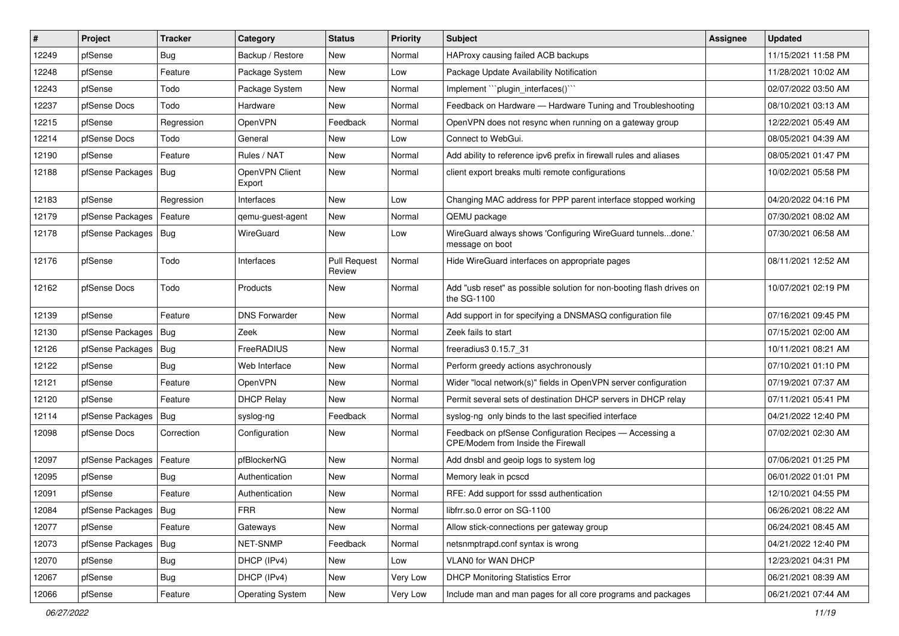| # | Project | Tracker | Category | Status | Priority | Subject | Assignee | Updated |
|---|---|---|---|---|---|---|---|---|
| 12249 | pfSense | Bug | Backup / Restore | New | Normal | HAProxy causing failed ACB backups | | 11/15/2021 11:58 PM |
| 12248 | pfSense | Feature | Package System | New | Low | Package Update Availability Notification | | 11/28/2021 10:02 AM |
| 12243 | pfSense | Todo | Package System | New | Normal | Implement ```plugin_interfaces()``` | | 02/07/2022 03:50 AM |
| 12237 | pfSense Docs | Todo | Hardware | New | Normal | Feedback on Hardware — Hardware Tuning and Troubleshooting | | 08/10/2021 03:13 AM |
| 12215 | pfSense | Regression | OpenVPN | Feedback | Normal | OpenVPN does not resync when running on a gateway group | | 12/22/2021 05:49 AM |
| 12214 | pfSense Docs | Todo | General | New | Low | Connect to WebGui. | | 08/05/2021 04:39 AM |
| 12190 | pfSense | Feature | Rules / NAT | New | Normal | Add ability to reference ipv6 prefix in firewall rules and aliases | | 08/05/2021 01:47 PM |
| 12188 | pfSense Packages | Bug | OpenVPN Client Export | New | Normal | client export breaks multi remote configurations | | 10/02/2021 05:58 PM |
| 12183 | pfSense | Regression | Interfaces | New | Low | Changing MAC address for PPP parent interface stopped working | | 04/20/2022 04:16 PM |
| 12179 | pfSense Packages | Feature | qemu-guest-agent | New | Normal | QEMU package | | 07/30/2021 08:02 AM |
| 12178 | pfSense Packages | Bug | WireGuard | New | Low | WireGuard always shows 'Configuring WireGuard tunnels...done.' message on boot | | 07/30/2021 06:58 AM |
| 12176 | pfSense | Todo | Interfaces | Pull Request Review | Normal | Hide WireGuard interfaces on appropriate pages | | 08/11/2021 12:52 AM |
| 12162 | pfSense Docs | Todo | Products | New | Normal | Add "usb reset" as possible solution for non-booting flash drives on the SG-1100 | | 10/07/2021 02:19 PM |
| 12139 | pfSense | Feature | DNS Forwarder | New | Normal | Add support in for specifying a DNSMASQ configuration file | | 07/16/2021 09:45 PM |
| 12130 | pfSense Packages | Bug | Zeek | New | Normal | Zeek fails to start | | 07/15/2021 02:00 AM |
| 12126 | pfSense Packages | Bug | FreeRADIUS | New | Normal | freeradius3 0.15.7_31 | | 10/11/2021 08:21 AM |
| 12122 | pfSense | Bug | Web Interface | New | Normal | Perform greedy actions asychronously | | 07/10/2021 01:10 PM |
| 12121 | pfSense | Feature | OpenVPN | New | Normal | Wider "local network(s)" fields in OpenVPN server configuration | | 07/19/2021 07:37 AM |
| 12120 | pfSense | Feature | DHCP Relay | New | Normal | Permit several sets of destination DHCP servers in DHCP relay | | 07/11/2021 05:41 PM |
| 12114 | pfSense Packages | Bug | syslog-ng | Feedback | Normal | syslog-ng only binds to the last specified interface | | 04/21/2022 12:40 PM |
| 12098 | pfSense Docs | Correction | Configuration | New | Normal | Feedback on pfSense Configuration Recipes — Accessing a CPE/Modem from Inside the Firewall | | 07/02/2021 02:30 AM |
| 12097 | pfSense Packages | Feature | pfBlockerNG | New | Normal | Add dnsbl and geoip logs to system log | | 07/06/2021 01:25 PM |
| 12095 | pfSense | Bug | Authentication | New | Normal | Memory leak in pcscd | | 06/01/2022 01:01 PM |
| 12091 | pfSense | Feature | Authentication | New | Normal | RFE: Add support for sssd authentication | | 12/10/2021 04:55 PM |
| 12084 | pfSense Packages | Bug | FRR | New | Normal | libfrr.so.0 error on SG-1100 | | 06/26/2021 08:22 AM |
| 12077 | pfSense | Feature | Gateways | New | Normal | Allow stick-connections per gateway group | | 06/24/2021 08:45 AM |
| 12073 | pfSense Packages | Bug | NET-SNMP | Feedback | Normal | netsnmptrapd.conf syntax is wrong | | 04/21/2022 12:40 PM |
| 12070 | pfSense | Bug | DHCP (IPv4) | New | Low | VLAN0 for WAN DHCP | | 12/23/2021 04:31 PM |
| 12067 | pfSense | Bug | DHCP (IPv4) | New | Very Low | DHCP Monitoring Statistics Error | | 06/21/2021 08:39 AM |
| 12066 | pfSense | Feature | Operating System | New | Very Low | Include man and man pages for all core programs and packages | | 06/21/2021 07:44 AM |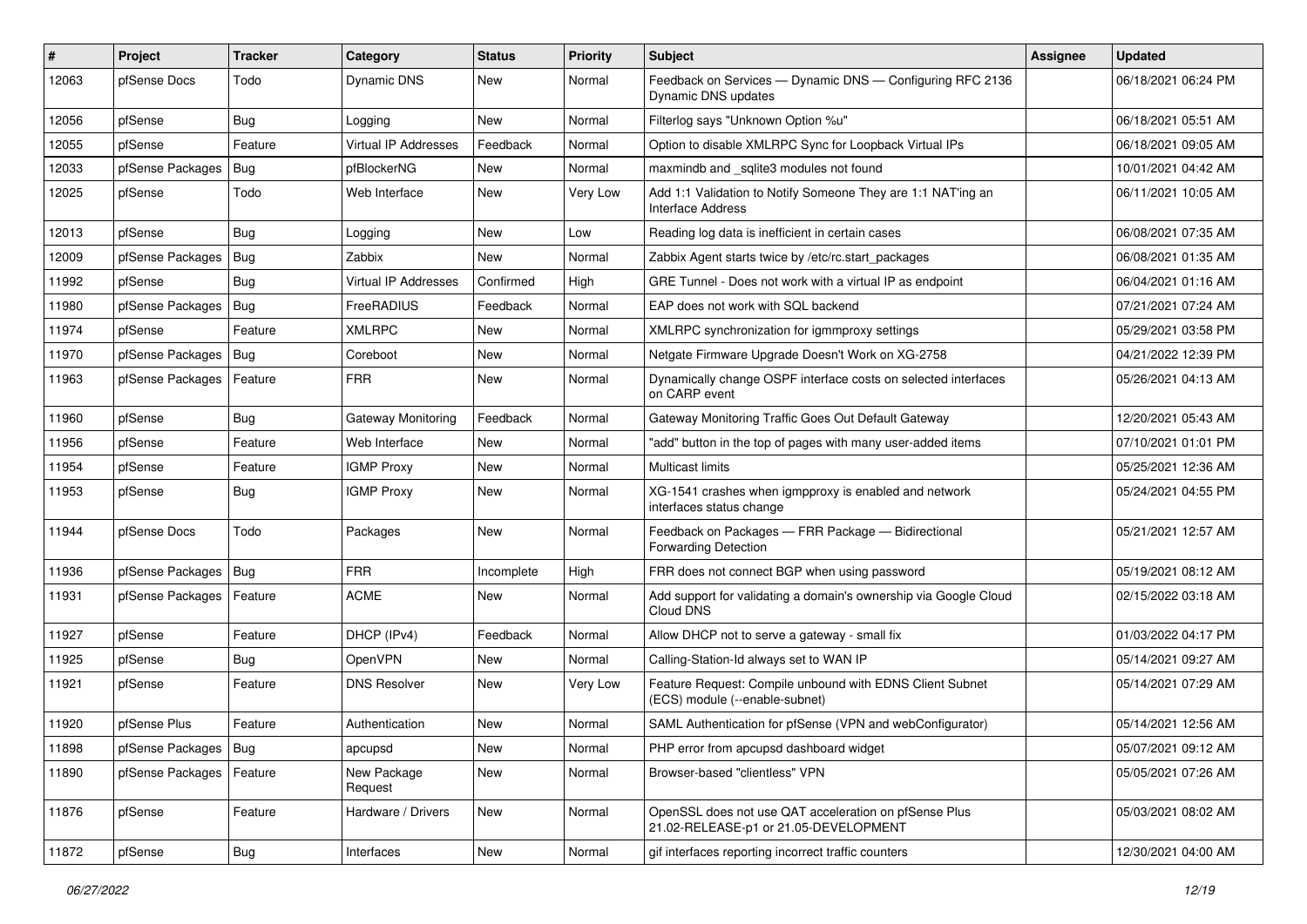| # | Project | Tracker | Category | Status | Priority | Subject | Assignee | Updated |
|---|---|---|---|---|---|---|---|---|
| 12063 | pfSense Docs | Todo | Dynamic DNS | New | Normal | Feedback on Services — Dynamic DNS — Configuring RFC 2136 Dynamic DNS updates | | 06/18/2021 06:24 PM |
| 12056 | pfSense | Bug | Logging | New | Normal | Filterlog says "Unknown Option %u" | | 06/18/2021 05:51 AM |
| 12055 | pfSense | Feature | Virtual IP Addresses | Feedback | Normal | Option to disable XMLRPC Sync for Loopback Virtual IPs | | 06/18/2021 09:05 AM |
| 12033 | pfSense Packages | Bug | pfBlockerNG | New | Normal | maxmindb and _sqlite3 modules not found | | 10/01/2021 04:42 AM |
| 12025 | pfSense | Todo | Web Interface | New | Very Low | Add 1:1 Validation to Notify Someone They are 1:1 NAT'ing an Interface Address | | 06/11/2021 10:05 AM |
| 12013 | pfSense | Bug | Logging | New | Low | Reading log data is inefficient in certain cases | | 06/08/2021 07:35 AM |
| 12009 | pfSense Packages | Bug | Zabbix | New | Normal | Zabbix Agent starts twice by /etc/rc.start_packages | | 06/08/2021 01:35 AM |
| 11992 | pfSense | Bug | Virtual IP Addresses | Confirmed | High | GRE Tunnel - Does not work with a virtual IP as endpoint | | 06/04/2021 01:16 AM |
| 11980 | pfSense Packages | Bug | FreeRADIUS | Feedback | Normal | EAP does not work with SQL backend | | 07/21/2021 07:24 AM |
| 11974 | pfSense | Feature | XMLRPC | New | Normal | XMLRPC synchronization for igmmproxy settings | | 05/29/2021 03:58 PM |
| 11970 | pfSense Packages | Bug | Coreboot | New | Normal | Netgate Firmware Upgrade Doesn't Work on XG-2758 | | 04/21/2022 12:39 PM |
| 11963 | pfSense Packages | Feature | FRR | New | Normal | Dynamically change OSPF interface costs on selected interfaces on CARP event | | 05/26/2021 04:13 AM |
| 11960 | pfSense | Bug | Gateway Monitoring | Feedback | Normal | Gateway Monitoring Traffic Goes Out Default Gateway | | 12/20/2021 05:43 AM |
| 11956 | pfSense | Feature | Web Interface | New | Normal | "add" button in the top of pages with many user-added items | | 07/10/2021 01:01 PM |
| 11954 | pfSense | Feature | IGMP Proxy | New | Normal | Multicast limits | | 05/25/2021 12:36 AM |
| 11953 | pfSense | Bug | IGMP Proxy | New | Normal | XG-1541 crashes when igmpproxy is enabled and network interfaces status change | | 05/24/2021 04:55 PM |
| 11944 | pfSense Docs | Todo | Packages | New | Normal | Feedback on Packages — FRR Package — Bidirectional Forwarding Detection | | 05/21/2021 12:57 AM |
| 11936 | pfSense Packages | Bug | FRR | Incomplete | High | FRR does not connect BGP when using password | | 05/19/2021 08:12 AM |
| 11931 | pfSense Packages | Feature | ACME | New | Normal | Add support for validating a domain's ownership via Google Cloud Cloud DNS | | 02/15/2022 03:18 AM |
| 11927 | pfSense | Feature | DHCP (IPv4) | Feedback | Normal | Allow DHCP not to serve a gateway - small fix | | 01/03/2022 04:17 PM |
| 11925 | pfSense | Bug | OpenVPN | New | Normal | Calling-Station-Id always set to WAN IP | | 05/14/2021 09:27 AM |
| 11921 | pfSense | Feature | DNS Resolver | New | Very Low | Feature Request: Compile unbound with EDNS Client Subnet (ECS) module (--enable-subnet) | | 05/14/2021 07:29 AM |
| 11920 | pfSense Plus | Feature | Authentication | New | Normal | SAML Authentication for pfSense (VPN and webConfigurator) | | 05/14/2021 12:56 AM |
| 11898 | pfSense Packages | Bug | apcupsd | New | Normal | PHP error from apcupsd dashboard widget | | 05/07/2021 09:12 AM |
| 11890 | pfSense Packages | Feature | New Package Request | New | Normal | Browser-based "clientless" VPN | | 05/05/2021 07:26 AM |
| 11876 | pfSense | Feature | Hardware / Drivers | New | Normal | OpenSSL does not use QAT acceleration on pfSense Plus 21.02-RELEASE-p1 or 21.05-DEVELOPMENT | | 05/03/2021 08:02 AM |
| 11872 | pfSense | Bug | Interfaces | New | Normal | gif interfaces reporting incorrect traffic counters | | 12/30/2021 04:00 AM |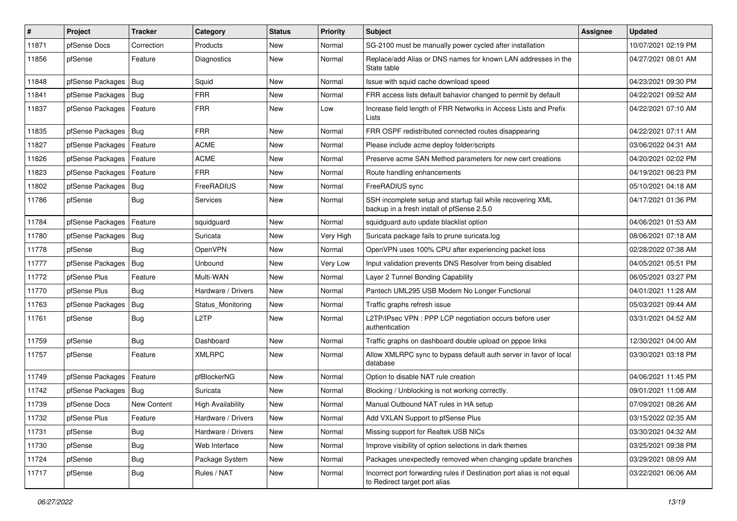| # | Project | Tracker | Category | Status | Priority | Subject | Assignee | Updated |
|---|---|---|---|---|---|---|---|---|
| 11871 | pfSense Docs | Correction | Products | New | Normal | SG-2100 must be manually power cycled after installation | | 10/07/2021 02:19 PM |
| 11856 | pfSense | Feature | Diagnostics | New | Normal | Replace/add Alias or DNS names for known LAN addresses in the State table | | 04/27/2021 08:01 AM |
| 11848 | pfSense Packages | Bug | Squid | New | Normal | Issue with squid cache download speed | | 04/23/2021 09:30 PM |
| 11841 | pfSense Packages | Bug | FRR | New | Normal | FRR access lists default bahavior changed to permit by default | | 04/22/2021 09:52 AM |
| 11837 | pfSense Packages | Feature | FRR | New | Low | Increase field length of FRR Networks in Access Lists and Prefix Lists | | 04/22/2021 07:10 AM |
| 11835 | pfSense Packages | Bug | FRR | New | Normal | FRR OSPF redistributed connected routes disappearing | | 04/22/2021 07:11 AM |
| 11827 | pfSense Packages | Feature | ACME | New | Normal | Please include acme deploy folder/scripts | | 03/06/2022 04:31 AM |
| 11826 | pfSense Packages | Feature | ACME | New | Normal | Preserve acme SAN Method parameters for new cert creations | | 04/20/2021 02:02 PM |
| 11823 | pfSense Packages | Feature | FRR | New | Normal | Route handling enhancements | | 04/19/2021 06:23 PM |
| 11802 | pfSense Packages | Bug | FreeRADIUS | New | Normal | FreeRADIUS sync | | 05/10/2021 04:18 AM |
| 11786 | pfSense | Bug | Services | New | Normal | SSH incomplete setup and startup fail while recovering XML backup in a fresh install of pfSense 2.5.0 | | 04/17/2021 01:36 PM |
| 11784 | pfSense Packages | Feature | squidguard | New | Normal | squidguard auto update blacklist option | | 04/06/2021 01:53 AM |
| 11780 | pfSense Packages | Bug | Suricata | New | Very High | Suricata package fails to prune suricata.log | | 08/06/2021 07:18 AM |
| 11778 | pfSense | Bug | OpenVPN | New | Normal | OpenVPN uses 100% CPU after experiencing packet loss | | 02/28/2022 07:38 AM |
| 11777 | pfSense Packages | Bug | Unbound | New | Very Low | Input validation prevents DNS Resolver from being disabled | | 04/05/2021 05:51 PM |
| 11772 | pfSense Plus | Feature | Multi-WAN | New | Normal | Layer 2 Tunnel Bonding Capability | | 06/05/2021 03:27 PM |
| 11770 | pfSense Plus | Bug | Hardware / Drivers | New | Normal | Pantech UML295 USB Modem No Longer Functional | | 04/01/2021 11:28 AM |
| 11763 | pfSense Packages | Bug | Status_Monitoring | New | Normal | Traffic graphs refresh issue | | 05/03/2021 09:44 AM |
| 11761 | pfSense | Bug | L2TP | New | Normal | L2TP/IPsec VPN : PPP LCP negotiation occurs before user authentication | | 03/31/2021 04:52 AM |
| 11759 | pfSense | Bug | Dashboard | New | Normal | Traffic graphs on dashboard double upload on pppoe links | | 12/30/2021 04:00 AM |
| 11757 | pfSense | Feature | XMLRPC | New | Normal | Allow XMLRPC sync to bypass default auth server in favor of local database | | 03/30/2021 03:18 PM |
| 11749 | pfSense Packages | Feature | pfBlockerNG | New | Normal | Option to disable NAT rule creation | | 04/06/2021 11:45 PM |
| 11742 | pfSense Packages | Bug | Suricata | New | Normal | Blocking / Unblocking is not working correctly. | | 09/01/2021 11:08 AM |
| 11739 | pfSense Docs | New Content | High Availability | New | Normal | Manual Outbound NAT rules in HA setup | | 07/09/2021 08:26 AM |
| 11732 | pfSense Plus | Feature | Hardware / Drivers | New | Normal | Add VXLAN Support to pfSense Plus | | 03/15/2022 02:35 AM |
| 11731 | pfSense | Bug | Hardware / Drivers | New | Normal | Missing support for Realtek USB NICs | | 03/30/2021 04:32 AM |
| 11730 | pfSense | Bug | Web Interface | New | Normal | Improve visibility of option selections in dark themes | | 03/25/2021 09:38 PM |
| 11724 | pfSense | Bug | Package System | New | Normal | Packages unexpectedly removed when changing update branches | | 03/29/2021 08:09 AM |
| 11717 | pfSense | Bug | Rules / NAT | New | Normal | Incorrect port forwarding rules if Destination port alias is not equal to Redirect target port alias | | 03/22/2021 06:06 AM |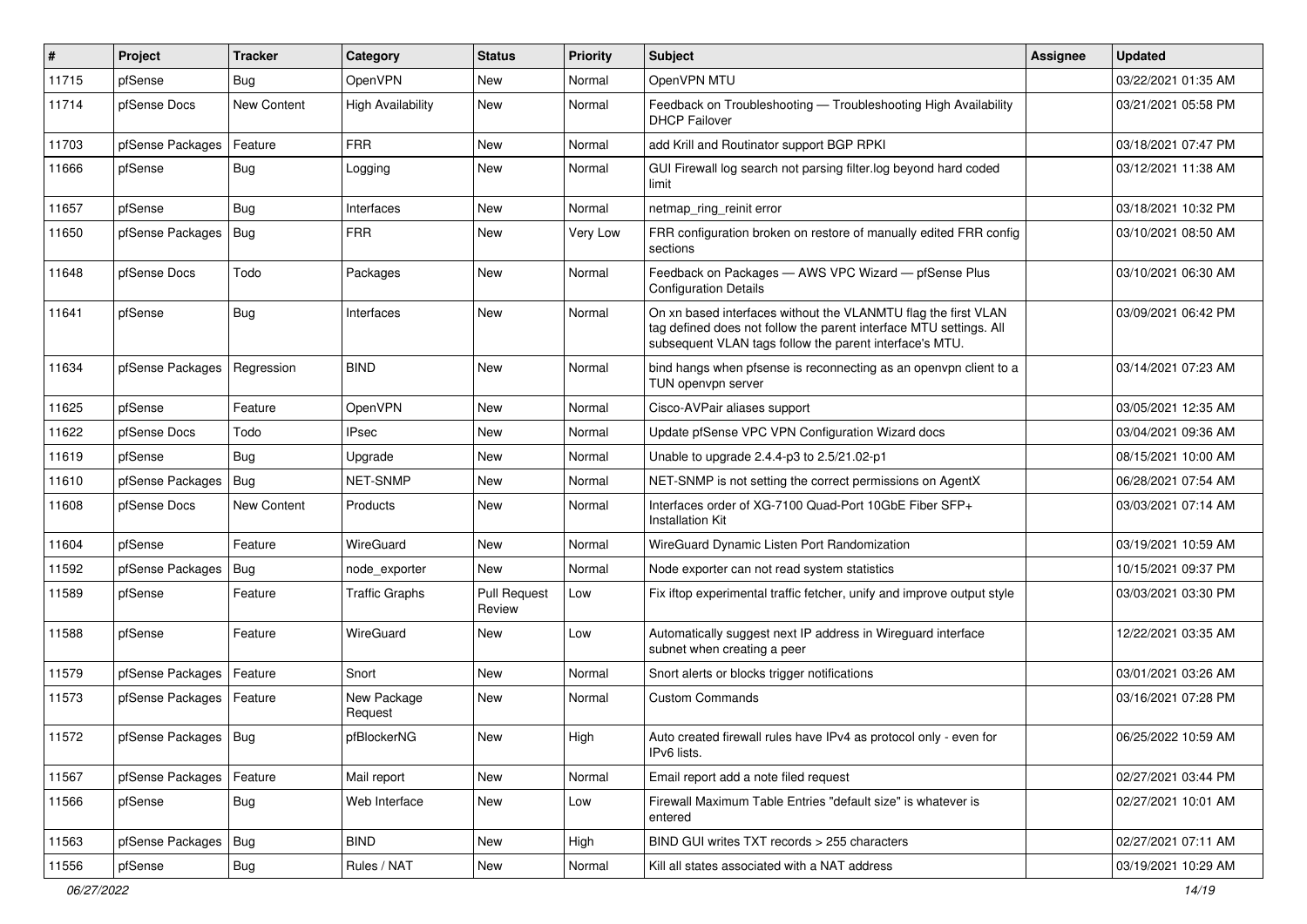| # | Project | Tracker | Category | Status | Priority | Subject | Assignee | Updated |
|---|---|---|---|---|---|---|---|---|
| 11715 | pfSense | Bug | OpenVPN | New | Normal | OpenVPN MTU | | 03/22/2021 01:35 AM |
| 11714 | pfSense Docs | New Content | High Availability | New | Normal | Feedback on Troubleshooting — Troubleshooting High Availability DHCP Failover | | 03/21/2021 05:58 PM |
| 11703 | pfSense Packages | Feature | FRR | New | Normal | add Krill and Routinator support BGP RPKI | | 03/18/2021 07:47 PM |
| 11666 | pfSense | Bug | Logging | New | Normal | GUI Firewall log search not parsing filter.log beyond hard coded limit | | 03/12/2021 11:38 AM |
| 11657 | pfSense | Bug | Interfaces | New | Normal | netmap_ring_reinit error | | 03/18/2021 10:32 PM |
| 11650 | pfSense Packages | Bug | FRR | New | Very Low | FRR configuration broken on restore of manually edited FRR config sections | | 03/10/2021 08:50 AM |
| 11648 | pfSense Docs | Todo | Packages | New | Normal | Feedback on Packages — AWS VPC Wizard — pfSense Plus Configuration Details | | 03/10/2021 06:30 AM |
| 11641 | pfSense | Bug | Interfaces | New | Normal | On xn based interfaces without the VLANMTU flag the first VLAN tag defined does not follow the parent interface MTU settings. All subsequent VLAN tags follow the parent interface's MTU. | | 03/09/2021 06:42 PM |
| 11634 | pfSense Packages | Regression | BIND | New | Normal | bind hangs when pfsense is reconnecting as an openvpn client to a TUN openvpn server | | 03/14/2021 07:23 AM |
| 11625 | pfSense | Feature | OpenVPN | New | Normal | Cisco-AVPair aliases support | | 03/05/2021 12:35 AM |
| 11622 | pfSense Docs | Todo | IPsec | New | Normal | Update pfSense VPC VPN Configuration Wizard docs | | 03/04/2021 09:36 AM |
| 11619 | pfSense | Bug | Upgrade | New | Normal | Unable to upgrade 2.4.4-p3 to 2.5/21.02-p1 | | 08/15/2021 10:00 AM |
| 11610 | pfSense Packages | Bug | NET-SNMP | New | Normal | NET-SNMP is not setting the correct permissions on AgentX | | 06/28/2021 07:54 AM |
| 11608 | pfSense Docs | New Content | Products | New | Normal | Interfaces order of XG-7100 Quad-Port 10GbE Fiber SFP+ Installation Kit | | 03/03/2021 07:14 AM |
| 11604 | pfSense | Feature | WireGuard | New | Normal | WireGuard Dynamic Listen Port Randomization | | 03/19/2021 10:59 AM |
| 11592 | pfSense Packages | Bug | node_exporter | New | Normal | Node exporter can not read system statistics | | 10/15/2021 09:37 PM |
| 11589 | pfSense | Feature | Traffic Graphs | Pull Request Review | Low | Fix iftop experimental traffic fetcher, unify and improve output style | | 03/03/2021 03:30 PM |
| 11588 | pfSense | Feature | WireGuard | New | Low | Automatically suggest next IP address in Wireguard interface subnet when creating a peer | | 12/22/2021 03:35 AM |
| 11579 | pfSense Packages | Feature | Snort | New | Normal | Snort alerts or blocks trigger notifications | | 03/01/2021 03:26 AM |
| 11573 | pfSense Packages | Feature | New Package Request | New | Normal | Custom Commands | | 03/16/2021 07:28 PM |
| 11572 | pfSense Packages | Bug | pfBlockerNG | New | High | Auto created firewall rules have IPv4 as protocol only - even for IPv6 lists. | | 06/25/2022 10:59 AM |
| 11567 | pfSense Packages | Feature | Mail report | New | Normal | Email report add a note filed request | | 02/27/2021 03:44 PM |
| 11566 | pfSense | Bug | Web Interface | New | Low | Firewall Maximum Table Entries "default size" is whatever is entered | | 02/27/2021 10:01 AM |
| 11563 | pfSense Packages | Bug | BIND | New | High | BIND GUI writes TXT records > 255 characters | | 02/27/2021 07:11 AM |
| 11556 | pfSense | Bug | Rules / NAT | New | Normal | Kill all states associated with a NAT address | | 03/19/2021 10:29 AM |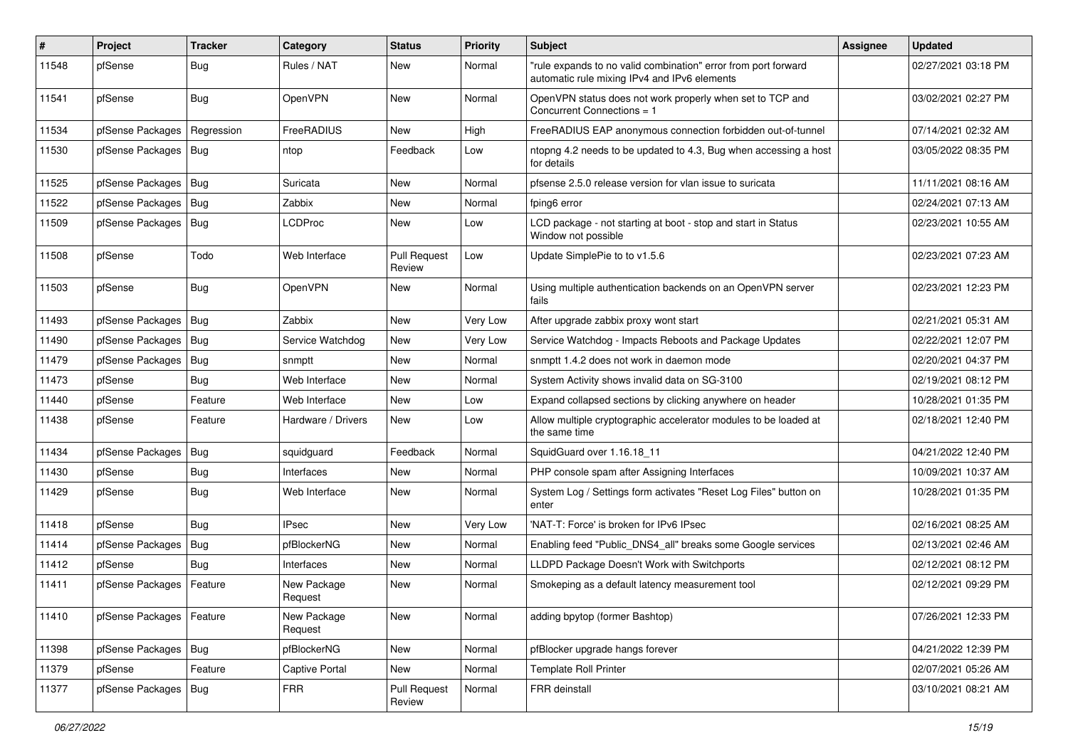| # | Project | Tracker | Category | Status | Priority | Subject | Assignee | Updated |
|---|---|---|---|---|---|---|---|---|
| 11548 | pfSense | Bug | Rules / NAT | New | Normal | "rule expands to no valid combination" error from port forward automatic rule mixing IPv4 and IPv6 elements | | 02/27/2021 03:18 PM |
| 11541 | pfSense | Bug | OpenVPN | New | Normal | OpenVPN status does not work properly when set to TCP and Concurrent Connections = 1 | | 03/02/2021 02:27 PM |
| 11534 | pfSense Packages | Regression | FreeRADIUS | New | High | FreeRADIUS EAP anonymous connection forbidden out-of-tunnel | | 07/14/2021 02:32 AM |
| 11530 | pfSense Packages | Bug | ntop | Feedback | Low | ntopng 4.2 needs to be updated to 4.3, Bug when accessing a host for details | | 03/05/2022 08:35 PM |
| 11525 | pfSense Packages | Bug | Suricata | New | Normal | pfsense 2.5.0 release version for vlan issue to suricata | | 11/11/2021 08:16 AM |
| 11522 | pfSense Packages | Bug | Zabbix | New | Normal | fping6 error | | 02/24/2021 07:13 AM |
| 11509 | pfSense Packages | Bug | LCDProc | New | Low | LCD package - not starting at boot - stop and start in Status Window not possible | | 02/23/2021 10:55 AM |
| 11508 | pfSense | Todo | Web Interface | Pull Request Review | Low | Update SimplePie to to v1.5.6 | | 02/23/2021 07:23 AM |
| 11503 | pfSense | Bug | OpenVPN | New | Normal | Using multiple authentication backends on an OpenVPN server fails | | 02/23/2021 12:23 PM |
| 11493 | pfSense Packages | Bug | Zabbix | New | Very Low | After upgrade zabbix proxy wont start | | 02/21/2021 05:31 AM |
| 11490 | pfSense Packages | Bug | Service Watchdog | New | Very Low | Service Watchdog - Impacts Reboots and Package Updates | | 02/22/2021 12:07 PM |
| 11479 | pfSense Packages | Bug | snmptt | New | Normal | snmptt 1.4.2 does not work in daemon mode | | 02/20/2021 04:37 PM |
| 11473 | pfSense | Bug | Web Interface | New | Normal | System Activity shows invalid data on SG-3100 | | 02/19/2021 08:12 PM |
| 11440 | pfSense | Feature | Web Interface | New | Low | Expand collapsed sections by clicking anywhere on header | | 10/28/2021 01:35 PM |
| 11438 | pfSense | Feature | Hardware / Drivers | New | Low | Allow multiple cryptographic accelerator modules to be loaded at the same time | | 02/18/2021 12:40 PM |
| 11434 | pfSense Packages | Bug | squidguard | Feedback | Normal | SquidGuard over 1.16.18_11 | | 04/21/2022 12:40 PM |
| 11430 | pfSense | Bug | Interfaces | New | Normal | PHP console spam after Assigning Interfaces | | 10/09/2021 10:37 AM |
| 11429 | pfSense | Bug | Web Interface | New | Normal | System Log / Settings form activates "Reset Log Files" button on enter | | 10/28/2021 01:35 PM |
| 11418 | pfSense | Bug | IPsec | New | Very Low | 'NAT-T: Force' is broken for IPv6 IPsec | | 02/16/2021 08:25 AM |
| 11414 | pfSense Packages | Bug | pfBlockerNG | New | Normal | Enabling feed "Public_DNS4_all" breaks some Google services | | 02/13/2021 02:46 AM |
| 11412 | pfSense | Bug | Interfaces | New | Normal | LLDPD Package Doesn't Work with Switchports | | 02/12/2021 08:12 PM |
| 11411 | pfSense Packages | Feature | New Package Request | New | Normal | Smokeping as a default latency measurement tool | | 02/12/2021 09:29 PM |
| 11410 | pfSense Packages | Feature | New Package Request | New | Normal | adding bpytop (former Bashtop) | | 07/26/2021 12:33 PM |
| 11398 | pfSense Packages | Bug | pfBlockerNG | New | Normal | pfBlocker upgrade hangs forever | | 04/21/2022 12:39 PM |
| 11379 | pfSense | Feature | Captive Portal | New | Normal | Template Roll Printer | | 02/07/2021 05:26 AM |
| 11377 | pfSense Packages | Bug | FRR | Pull Request Review | Normal | FRR deinstall | | 03/10/2021 08:21 AM |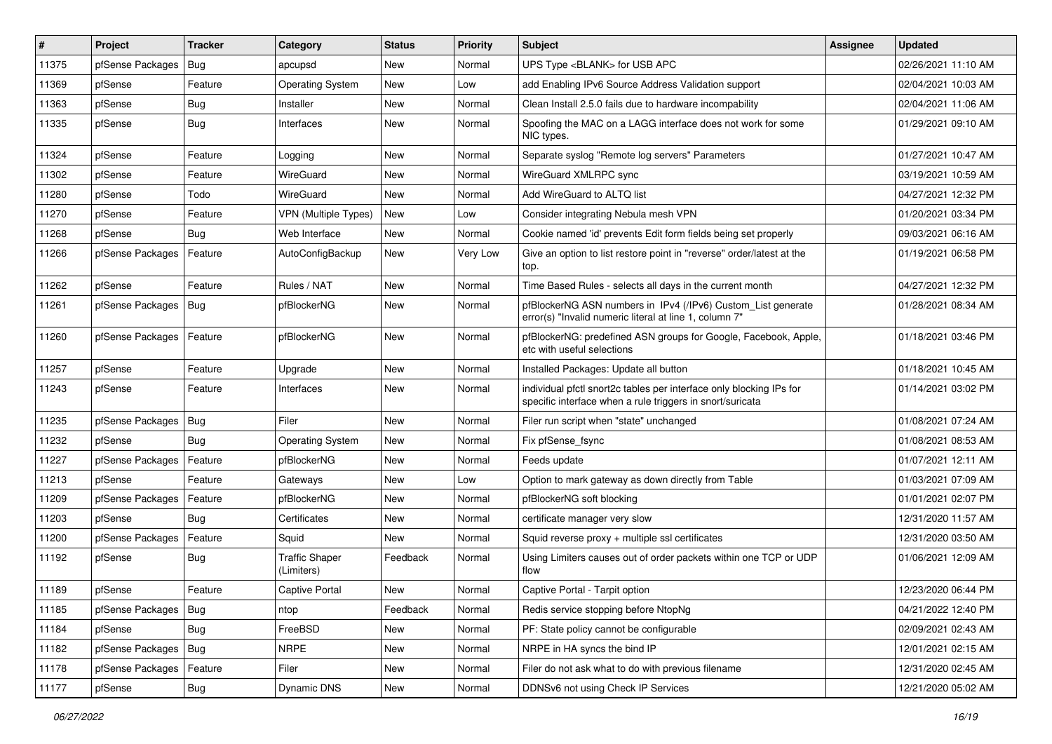| # | Project | Tracker | Category | Status | Priority | Subject | Assignee | Updated |
|---|---|---|---|---|---|---|---|---|
| 11375 | pfSense Packages | Bug | apcupsd | New | Normal | UPS Type <BLANK> for USB APC | | 02/26/2021 11:10 AM |
| 11369 | pfSense | Feature | Operating System | New | Low | add Enabling IPv6 Source Address Validation support | | 02/04/2021 10:03 AM |
| 11363 | pfSense | Bug | Installer | New | Normal | Clean Install 2.5.0 fails due to hardware incompability | | 02/04/2021 11:06 AM |
| 11335 | pfSense | Bug | Interfaces | New | Normal | Spoofing the MAC on a LAGG interface does not work for some NIC types. | | 01/29/2021 09:10 AM |
| 11324 | pfSense | Feature | Logging | New | Normal | Separate syslog "Remote log servers" Parameters | | 01/27/2021 10:47 AM |
| 11302 | pfSense | Feature | WireGuard | New | Normal | WireGuard XMLRPC sync | | 03/19/2021 10:59 AM |
| 11280 | pfSense | Todo | WireGuard | New | Normal | Add WireGuard to ALTQ list | | 04/27/2021 12:32 PM |
| 11270 | pfSense | Feature | VPN (Multiple Types) | New | Low | Consider integrating Nebula mesh VPN | | 01/20/2021 03:34 PM |
| 11268 | pfSense | Bug | Web Interface | New | Normal | Cookie named 'id' prevents Edit form fields being set properly | | 09/03/2021 06:16 AM |
| 11266 | pfSense Packages | Feature | AutoConfigBackup | New | Very Low | Give an option to list restore point in "reverse" order/latest at the top. | | 01/19/2021 06:58 PM |
| 11262 | pfSense | Feature | Rules / NAT | New | Normal | Time Based Rules - selects all days in the current month | | 04/27/2021 12:32 PM |
| 11261 | pfSense Packages | Bug | pfBlockerNG | New | Normal | pfBlockerNG ASN numbers in IPv4 (/IPv6) Custom_List generate error(s) "Invalid numeric literal at line 1, column 7" | | 01/28/2021 08:34 AM |
| 11260 | pfSense Packages | Feature | pfBlockerNG | New | Normal | pfBlockerNG: predefined ASN groups for Google, Facebook, Apple, etc with useful selections | | 01/18/2021 03:46 PM |
| 11257 | pfSense | Feature | Upgrade | New | Normal | Installed Packages: Update all button | | 01/18/2021 10:45 AM |
| 11243 | pfSense | Feature | Interfaces | New | Normal | individual pfctl snort2c tables per interface only blocking IPs for specific interface when a rule triggers in snort/suricata | | 01/14/2021 03:02 PM |
| 11235 | pfSense Packages | Bug | Filer | New | Normal | Filer run script when "state" unchanged | | 01/08/2021 07:24 AM |
| 11232 | pfSense | Bug | Operating System | New | Normal | Fix pfSense_fsync | | 01/08/2021 08:53 AM |
| 11227 | pfSense Packages | Feature | pfBlockerNG | New | Normal | Feeds update | | 01/07/2021 12:11 AM |
| 11213 | pfSense | Feature | Gateways | New | Low | Option to mark gateway as down directly from Table | | 01/03/2021 07:09 AM |
| 11209 | pfSense Packages | Feature | pfBlockerNG | New | Normal | pfBlockerNG soft blocking | | 01/01/2021 02:07 PM |
| 11203 | pfSense | Bug | Certificates | New | Normal | certificate manager very slow | | 12/31/2020 11:57 AM |
| 11200 | pfSense Packages | Feature | Squid | New | Normal | Squid reverse proxy + multiple ssl certificates | | 12/31/2020 03:50 AM |
| 11192 | pfSense | Bug | Traffic Shaper (Limiters) | Feedback | Normal | Using Limiters causes out of order packets within one TCP or UDP flow | | 01/06/2021 12:09 AM |
| 11189 | pfSense | Feature | Captive Portal | New | Normal | Captive Portal - Tarpit option | | 12/23/2020 06:44 PM |
| 11185 | pfSense Packages | Bug | ntop | Feedback | Normal | Redis service stopping before NtopNg | | 04/21/2022 12:40 PM |
| 11184 | pfSense | Bug | FreeBSD | New | Normal | PF: State policy cannot be configurable | | 02/09/2021 02:43 AM |
| 11182 | pfSense Packages | Bug | NRPE | New | Normal | NRPE in HA syncs the bind IP | | 12/01/2021 02:15 AM |
| 11178 | pfSense Packages | Feature | Filer | New | Normal | Filer do not ask what to do with previous filename | | 12/31/2020 02:45 AM |
| 11177 | pfSense | Bug | Dynamic DNS | New | Normal | DDNSv6 not using Check IP Services | | 12/21/2020 05:02 AM |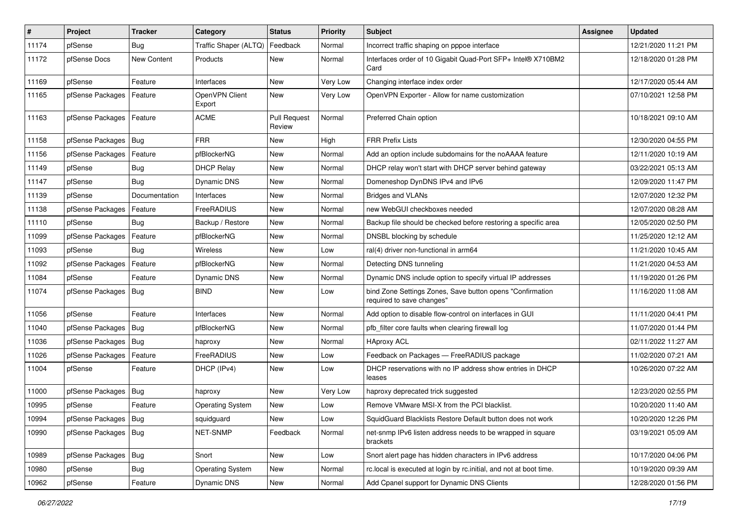| # | Project | Tracker | Category | Status | Priority | Subject | Assignee | Updated |
|---|---|---|---|---|---|---|---|---|
| 11174 | pfSense | Bug | Traffic Shaper (ALTQ) | Feedback | Normal | Incorrect traffic shaping on pppoe interface | | 12/21/2020 11:21 PM |
| 11172 | pfSense Docs | New Content | Products | New | Normal | Interfaces order of 10 Gigabit Quad-Port SFP+ Intel® X710BM2 Card | | 12/18/2020 01:28 PM |
| 11169 | pfSense | Feature | Interfaces | New | Very Low | Changing interface index order | | 12/17/2020 05:44 AM |
| 11165 | pfSense Packages | Feature | OpenVPN Client Export | New | Very Low | OpenVPN Exporter - Allow for name customization | | 07/10/2021 12:58 PM |
| 11163 | pfSense Packages | Feature | ACME | Pull Request Review | Normal | Preferred Chain option | | 10/18/2021 09:10 AM |
| 11158 | pfSense Packages | Bug | FRR | New | High | FRR Prefix Lists | | 12/30/2020 04:55 PM |
| 11156 | pfSense Packages | Feature | pfBlockerNG | New | Normal | Add an option include subdomains for the noAAAA feature | | 12/11/2020 10:19 AM |
| 11149 | pfSense | Bug | DHCP Relay | New | Normal | DHCP relay won't start with DHCP server behind gateway | | 03/22/2021 05:13 AM |
| 11147 | pfSense | Bug | Dynamic DNS | New | Normal | Domeneshop DynDNS IPv4 and IPv6 | | 12/09/2020 11:47 PM |
| 11139 | pfSense | Documentation | Interfaces | New | Normal | Bridges and VLANs | | 12/07/2020 12:32 PM |
| 11138 | pfSense Packages | Feature | FreeRADIUS | New | Normal | new WebGUI checkboxes needed | | 12/07/2020 08:28 AM |
| 11110 | pfSense | Bug | Backup / Restore | New | Normal | Backup file should be checked before restoring a specific area | | 12/05/2020 02:50 PM |
| 11099 | pfSense Packages | Feature | pfBlockerNG | New | Normal | DNSBL blocking by schedule | | 11/25/2020 12:12 AM |
| 11093 | pfSense | Bug | Wireless | New | Low | ral(4) driver non-functional in arm64 | | 11/21/2020 10:45 AM |
| 11092 | pfSense Packages | Feature | pfBlockerNG | New | Normal | Detecting DNS tunneling | | 11/21/2020 04:53 AM |
| 11084 | pfSense | Feature | Dynamic DNS | New | Normal | Dynamic DNS include option to specify virtual IP addresses | | 11/19/2020 01:26 PM |
| 11074 | pfSense Packages | Bug | BIND | New | Low | bind Zone Settings Zones, Save button opens "Confirmation required to save changes" | | 11/16/2020 11:08 AM |
| 11056 | pfSense | Feature | Interfaces | New | Normal | Add option to disable flow-control on interfaces in GUI | | 11/11/2020 04:41 PM |
| 11040 | pfSense Packages | Bug | pfBlockerNG | New | Normal | pfb_filter core faults when clearing firewall log | | 11/07/2020 01:44 PM |
| 11036 | pfSense Packages | Bug | haproxy | New | Normal | HAproxy ACL | | 02/11/2022 11:27 AM |
| 11026 | pfSense Packages | Feature | FreeRADIUS | New | Low | Feedback on Packages — FreeRADIUS package | | 11/02/2020 07:21 AM |
| 11004 | pfSense | Feature | DHCP (IPv4) | New | Low | DHCP reservations with no IP address show entries in DHCP leases | | 10/26/2020 07:22 AM |
| 11000 | pfSense Packages | Bug | haproxy | New | Very Low | haproxy deprecated trick suggested | | 12/23/2020 02:55 PM |
| 10995 | pfSense | Feature | Operating System | New | Low | Remove VMware MSI-X from the PCI blacklist. | | 10/20/2020 11:40 AM |
| 10994 | pfSense Packages | Bug | squidguard | New | Low | SquidGuard Blacklists Restore Default button does not work | | 10/20/2020 12:26 PM |
| 10990 | pfSense Packages | Bug | NET-SNMP | Feedback | Normal | net-snmp IPv6 listen address needs to be wrapped in square brackets | | 03/19/2021 05:09 AM |
| 10989 | pfSense Packages | Bug | Snort | New | Low | Snort alert page has hidden characters in IPv6 address | | 10/17/2020 04:06 PM |
| 10980 | pfSense | Bug | Operating System | New | Normal | rc.local is executed at login by rc.initial, and not at boot time. | | 10/19/2020 09:39 AM |
| 10962 | pfSense | Feature | Dynamic DNS | New | Normal | Add Cpanel support for Dynamic DNS Clients | | 12/28/2020 01:56 PM |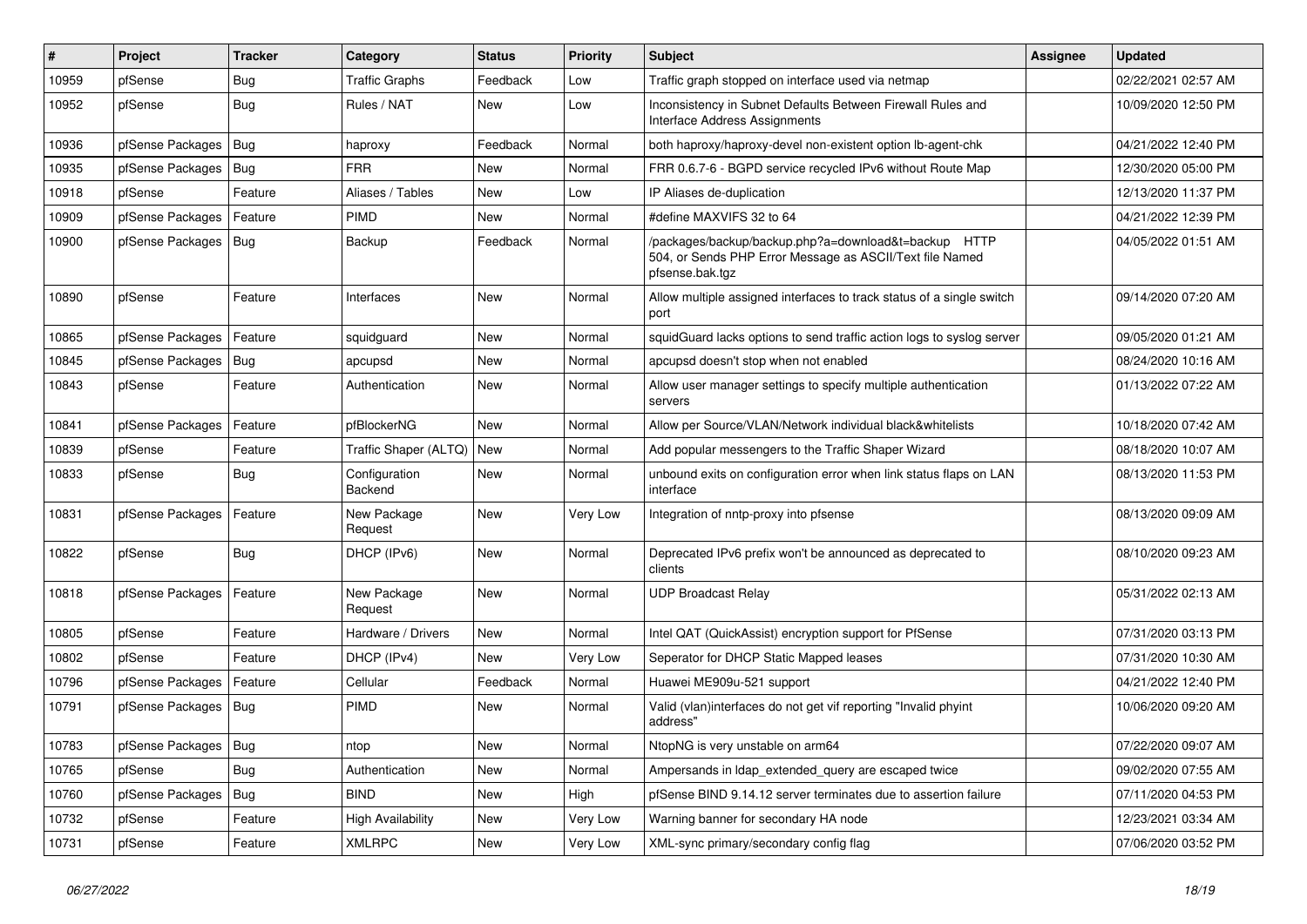| # | Project | Tracker | Category | Status | Priority | Subject | Assignee | Updated |
|---|---|---|---|---|---|---|---|---|
| 10959 | pfSense | Bug | Traffic Graphs | Feedback | Low | Traffic graph stopped on interface used via netmap | | 02/22/2021 02:57 AM |
| 10952 | pfSense | Bug | Rules / NAT | New | Low | Inconsistency in Subnet Defaults Between Firewall Rules and Interface Address Assignments | | 10/09/2020 12:50 PM |
| 10936 | pfSense Packages | Bug | haproxy | Feedback | Normal | both haproxy/haproxy-devel non-existent option lb-agent-chk | | 04/21/2022 12:40 PM |
| 10935 | pfSense Packages | Bug | FRR | New | Normal | FRR 0.6.7-6 - BGPD service recycled IPv6 without Route Map | | 12/30/2020 05:00 PM |
| 10918 | pfSense | Feature | Aliases / Tables | New | Low | IP Aliases de-duplication | | 12/13/2020 11:37 PM |
| 10909 | pfSense Packages | Feature | PIMD | New | Normal | #define MAXVIFS 32 to 64 | | 04/21/2022 12:39 PM |
| 10900 | pfSense Packages | Bug | Backup | Feedback | Normal | /packages/backup/backup.php?a=download&t=backup HTTP 504, or Sends PHP Error Message as ASCII/Text file Named pfsense.bak.tgz | | 04/05/2022 01:51 AM |
| 10890 | pfSense | Feature | Interfaces | New | Normal | Allow multiple assigned interfaces to track status of a single switch port | | 09/14/2020 07:20 AM |
| 10865 | pfSense Packages | Feature | squidguard | New | Normal | squidGuard lacks options to send traffic action logs to syslog server | | 09/05/2020 01:21 AM |
| 10845 | pfSense Packages | Bug | apcupsd | New | Normal | apcupsd doesn't stop when not enabled | | 08/24/2020 10:16 AM |
| 10843 | pfSense | Feature | Authentication | New | Normal | Allow user manager settings to specify multiple authentication servers | | 01/13/2022 07:22 AM |
| 10841 | pfSense Packages | Feature | pfBlockerNG | New | Normal | Allow per Source/VLAN/Network individual black&whitelists | | 10/18/2020 07:42 AM |
| 10839 | pfSense | Feature | Traffic Shaper (ALTQ) | New | Normal | Add popular messengers to the Traffic Shaper Wizard | | 08/18/2020 10:07 AM |
| 10833 | pfSense | Bug | Configuration Backend | New | Normal | unbound exits on configuration error when link status flaps on LAN interface | | 08/13/2020 11:53 PM |
| 10831 | pfSense Packages | Feature | New Package Request | New | Very Low | Integration of nntp-proxy into pfsense | | 08/13/2020 09:09 AM |
| 10822 | pfSense | Bug | DHCP (IPv6) | New | Normal | Deprecated IPv6 prefix won't be announced as deprecated to clients | | 08/10/2020 09:23 AM |
| 10818 | pfSense Packages | Feature | New Package Request | New | Normal | UDP Broadcast Relay | | 05/31/2022 02:13 AM |
| 10805 | pfSense | Feature | Hardware / Drivers | New | Normal | Intel QAT (QuickAssist) encryption support for PfSense | | 07/31/2020 03:13 PM |
| 10802 | pfSense | Feature | DHCP (IPv4) | New | Very Low | Seperator for DHCP Static Mapped leases | | 07/31/2020 10:30 AM |
| 10796 | pfSense Packages | Feature | Cellular | Feedback | Normal | Huawei ME909u-521 support | | 04/21/2022 12:40 PM |
| 10791 | pfSense Packages | Bug | PIMD | New | Normal | Valid (vlan)interfaces do not get vif reporting "Invalid phyint address" | | 10/06/2020 09:20 AM |
| 10783 | pfSense Packages | Bug | ntop | New | Normal | NtopNG is very unstable on arm64 | | 07/22/2020 09:07 AM |
| 10765 | pfSense | Bug | Authentication | New | Normal | Ampersands in ldap_extended_query are escaped twice | | 09/02/2020 07:55 AM |
| 10760 | pfSense Packages | Bug | BIND | New | High | pfSense BIND 9.14.12 server terminates due to assertion failure | | 07/11/2020 04:53 PM |
| 10732 | pfSense | Feature | High Availability | New | Very Low | Warning banner for secondary HA node | | 12/23/2021 03:34 AM |
| 10731 | pfSense | Feature | XMLRPC | New | Very Low | XML-sync primary/secondary config flag | | 07/06/2020 03:52 PM |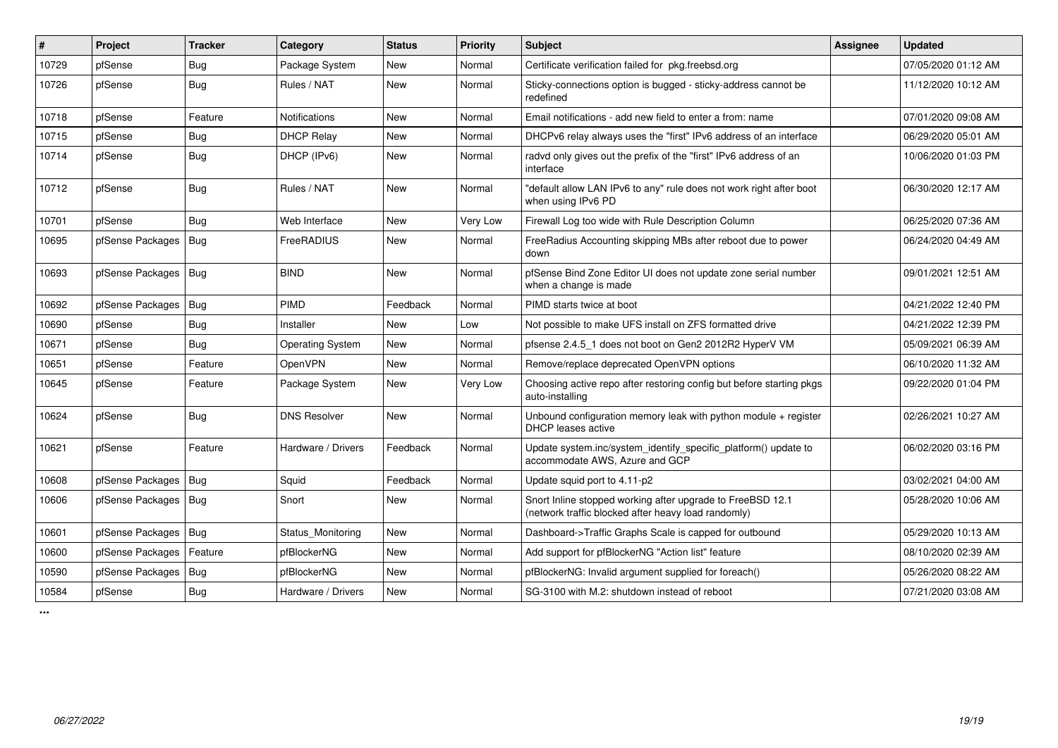| # | Project | Tracker | Category | Status | Priority | Subject | Assignee | Updated |
|---|---|---|---|---|---|---|---|---|
| 10729 | pfSense | Bug | Package System | New | Normal | Certificate verification failed for pkg.freebsd.org | | 07/05/2020 01:12 AM |
| 10726 | pfSense | Bug | Rules / NAT | New | Normal | Sticky-connections option is bugged - sticky-address cannot be redefined | | 11/12/2020 10:12 AM |
| 10718 | pfSense | Feature | Notifications | New | Normal | Email notifications - add new field to enter a from: name | | 07/01/2020 09:08 AM |
| 10715 | pfSense | Bug | DHCP Relay | New | Normal | DHCPv6 relay always uses the "first" IPv6 address of an interface | | 06/29/2020 05:01 AM |
| 10714 | pfSense | Bug | DHCP (IPv6) | New | Normal | radvd only gives out the prefix of the "first" IPv6 address of an interface | | 10/06/2020 01:03 PM |
| 10712 | pfSense | Bug | Rules / NAT | New | Normal | "default allow LAN IPv6 to any" rule does not work right after boot when using IPv6 PD | | 06/30/2020 12:17 AM |
| 10701 | pfSense | Bug | Web Interface | New | Very Low | Firewall Log too wide with Rule Description Column | | 06/25/2020 07:36 AM |
| 10695 | pfSense Packages | Bug | FreeRADIUS | New | Normal | FreeRadius Accounting skipping MBs after reboot due to power down | | 06/24/2020 04:49 AM |
| 10693 | pfSense Packages | Bug | BIND | New | Normal | pfSense Bind Zone Editor UI does not update zone serial number when a change is made | | 09/01/2021 12:51 AM |
| 10692 | pfSense Packages | Bug | PIMD | Feedback | Normal | PIMD starts twice at boot | | 04/21/2022 12:40 PM |
| 10690 | pfSense | Bug | Installer | New | Low | Not possible to make UFS install on ZFS formatted drive | | 04/21/2022 12:39 PM |
| 10671 | pfSense | Bug | Operating System | New | Normal | pfsense 2.4.5_1 does not boot on Gen2 2012R2 HyperV VM | | 05/09/2021 06:39 AM |
| 10651 | pfSense | Feature | OpenVPN | New | Normal | Remove/replace deprecated OpenVPN options | | 06/10/2020 11:32 AM |
| 10645 | pfSense | Feature | Package System | New | Very Low | Choosing active repo after restoring config but before starting pkgs auto-installing | | 09/22/2020 01:04 PM |
| 10624 | pfSense | Bug | DNS Resolver | New | Normal | Unbound configuration memory leak with python module + register DHCP leases active | | 02/26/2021 10:27 AM |
| 10621 | pfSense | Feature | Hardware / Drivers | Feedback | Normal | Update system.inc/system_identify_specific_platform() update to accommodate AWS, Azure and GCP | | 06/02/2020 03:16 PM |
| 10608 | pfSense Packages | Bug | Squid | Feedback | Normal | Update squid port to 4.11-p2 | | 03/02/2021 04:00 AM |
| 10606 | pfSense Packages | Bug | Snort | New | Normal | Snort Inline stopped working after upgrade to FreeBSD 12.1 (network traffic blocked after heavy load randomly) | | 05/28/2020 10:06 AM |
| 10601 | pfSense Packages | Bug | Status_Monitoring | New | Normal | Dashboard->Traffic Graphs Scale is capped for outbound | | 05/29/2020 10:13 AM |
| 10600 | pfSense Packages | Feature | pfBlockerNG | New | Normal | Add support for pfBlockerNG "Action list" feature | | 08/10/2020 02:39 AM |
| 10590 | pfSense Packages | Bug | pfBlockerNG | New | Normal | pfBlockerNG: Invalid argument supplied for foreach() | | 05/26/2020 08:22 AM |
| 10584 | pfSense | Bug | Hardware / Drivers | New | Normal | SG-3100 with M.2: shutdown instead of reboot | | 07/21/2020 03:08 AM |

...